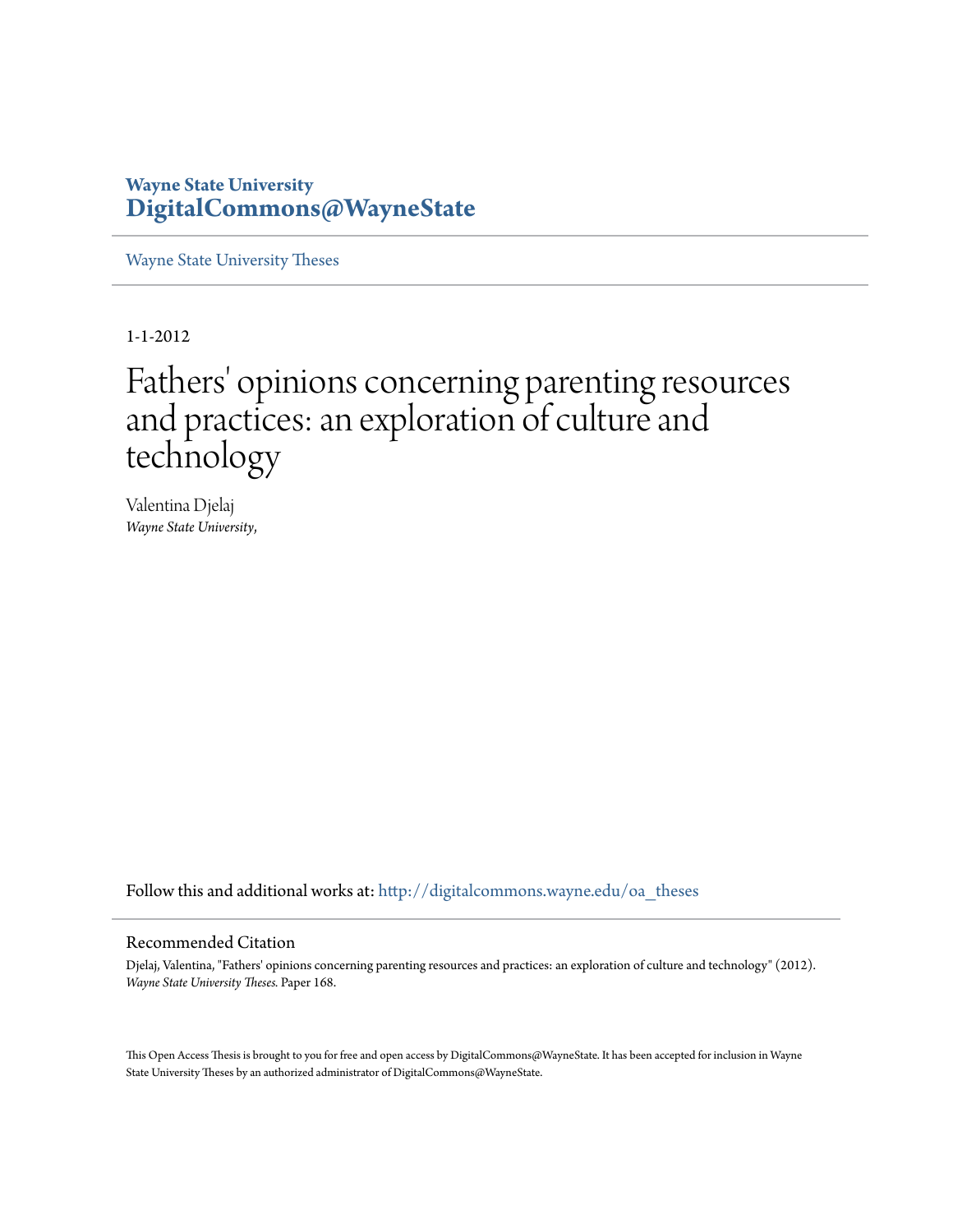**Wayne State University**
**DigitalCommons@WayneState**

Wayne State University Theses

1-1-2012

# Fathers' opinions concerning parenting resources and practices: an exploration of culture and technology

Valentina Djelaj
*Wayne State University,*

Follow this and additional works at: http://digitalcommons.wayne.edu/oa_theses

## Recommended Citation

Djelaj, Valentina, "Fathers' opinions concerning parenting resources and practices: an exploration of culture and technology" (2012). *Wayne State University Theses.* Paper 168.

This Open Access Thesis is brought to you for free and open access by DigitalCommons@WayneState. It has been accepted for inclusion in Wayne State University Theses by an authorized administrator of DigitalCommons@WayneState.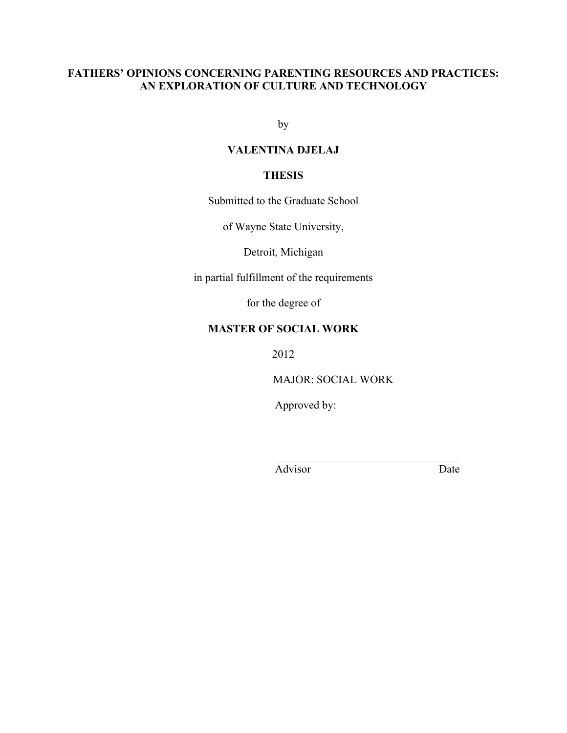**FATHERS' OPINIONS CONCERNING PARENTING RESOURCES AND PRACTICES: AN EXPLORATION OF CULTURE AND TECHNOLOGY**

by

**VALENTINA DJELAJ**

**THESIS**

Submitted to the Graduate School

of Wayne State University,

Detroit, Michigan

in partial fulfillment of the requirements

for the degree of

**MASTER OF SOCIAL WORK**

2012

MAJOR: SOCIAL WORK

Approved by:

_________________________________

Advisor Date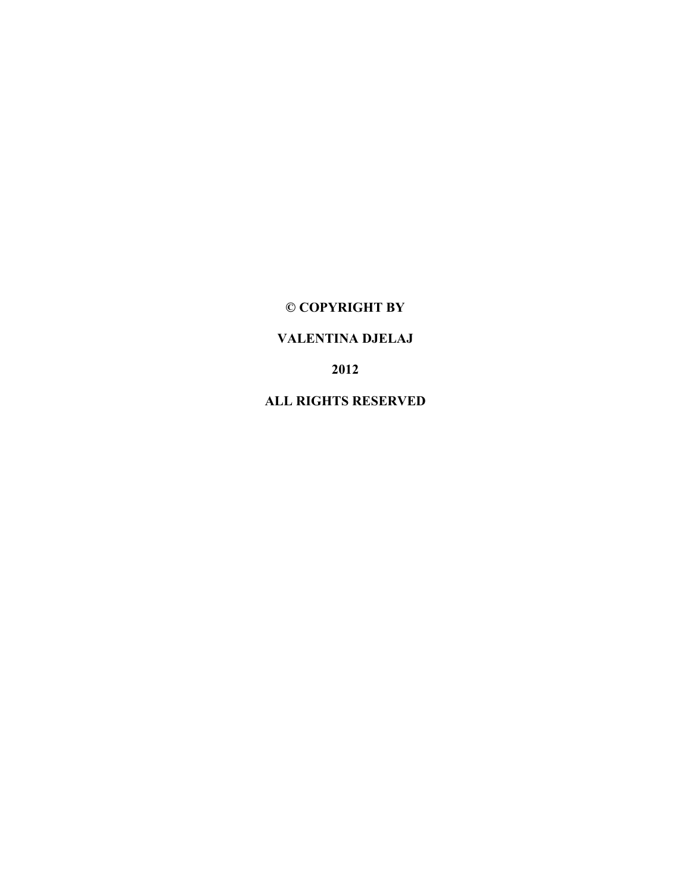**© COPYRIGHT BY**

**VALENTINA DJELAJ**

**2012**

**ALL RIGHTS RESERVED**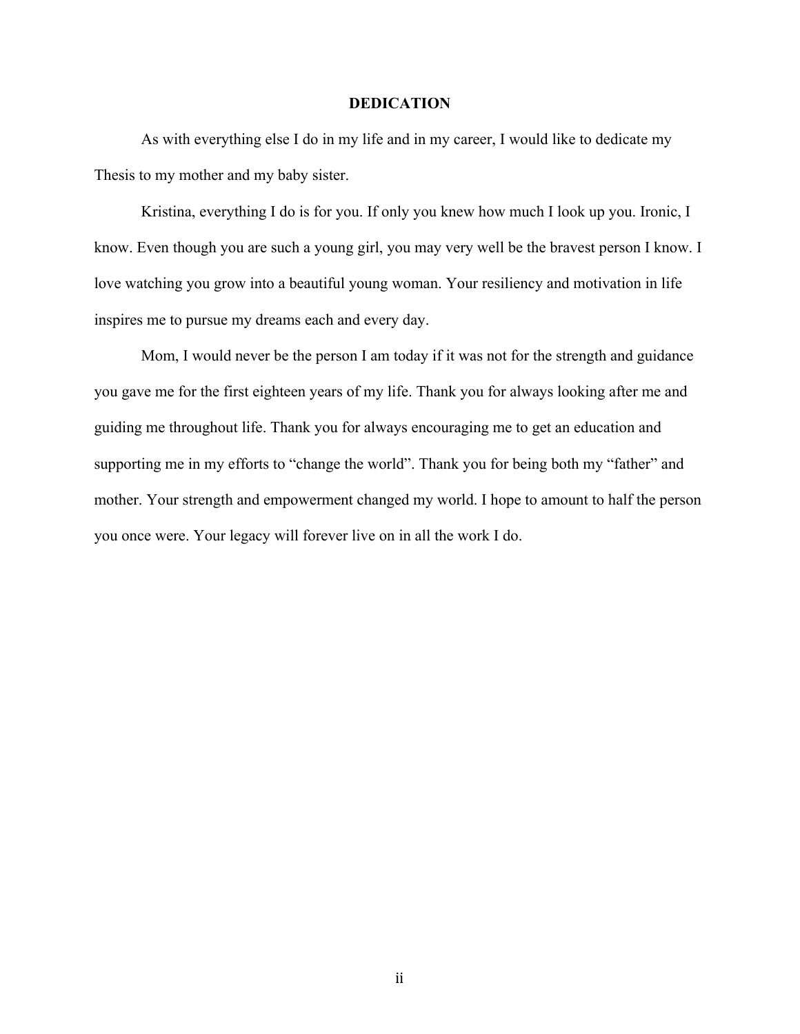# DEDICATION

As with everything else I do in my life and in my career, I would like to dedicate my Thesis to my mother and my baby sister.

Kristina, everything I do is for you. If only you knew how much I look up you. Ironic, I know. Even though you are such a young girl, you may very well be the bravest person I know. I love watching you grow into a beautiful young woman. Your resiliency and motivation in life inspires me to pursue my dreams each and every day.

Mom, I would never be the person I am today if it was not for the strength and guidance you gave me for the first eighteen years of my life. Thank you for always looking after me and guiding me throughout life. Thank you for always encouraging me to get an education and supporting me in my efforts to "change the world". Thank you for being both my "father" and mother. Your strength and empowerment changed my world. I hope to amount to half the person you once were. Your legacy will forever live on in all the work I do.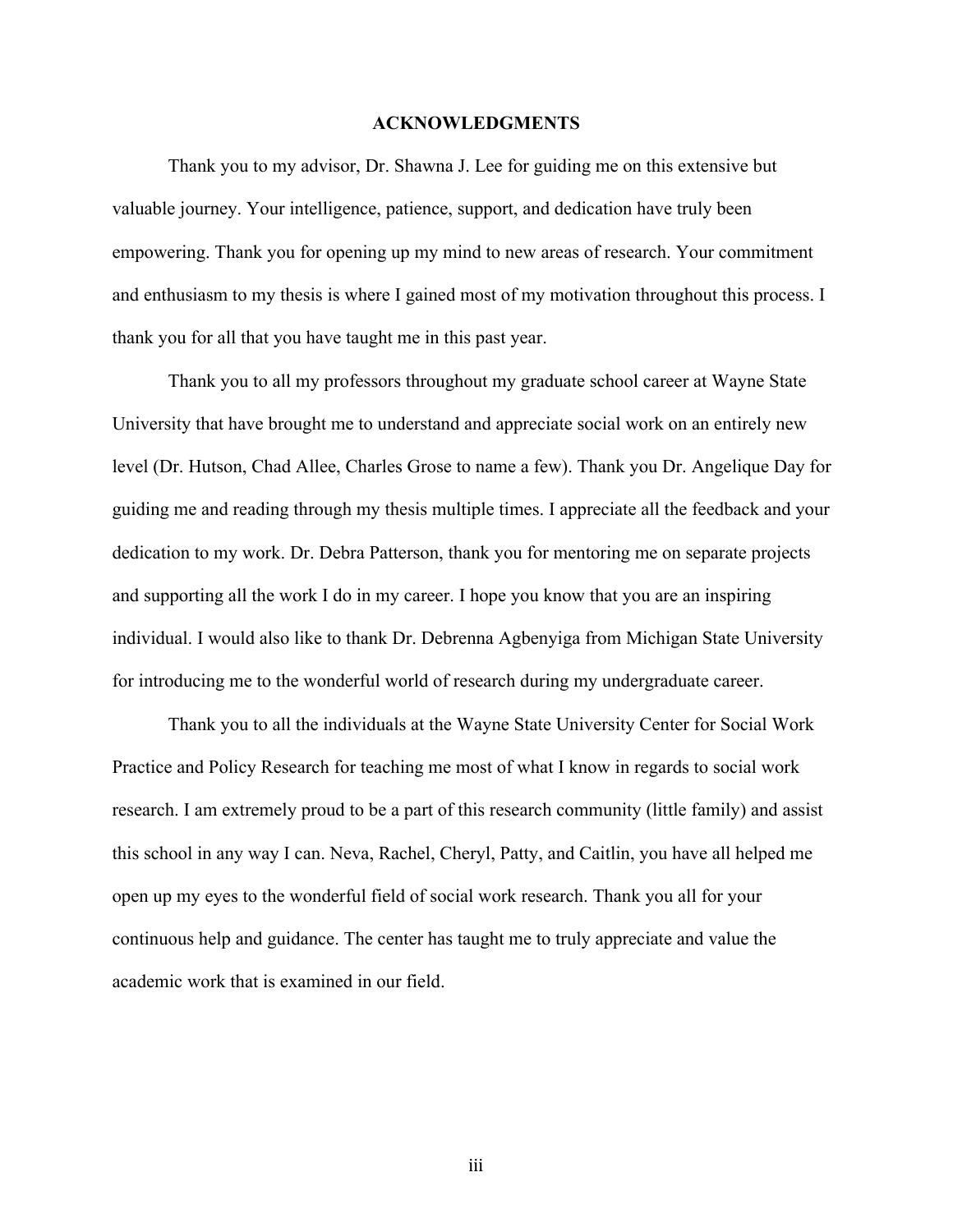# ACKNOWLEDGMENTS

Thank you to my advisor, Dr. Shawna J. Lee for guiding me on this extensive but valuable journey. Your intelligence, patience, support, and dedication have truly been empowering. Thank you for opening up my mind to new areas of research. Your commitment and enthusiasm to my thesis is where I gained most of my motivation throughout this process. I thank you for all that you have taught me in this past year.

Thank you to all my professors throughout my graduate school career at Wayne State University that have brought me to understand and appreciate social work on an entirely new level (Dr. Hutson, Chad Allee, Charles Grose to name a few). Thank you Dr. Angelique Day for guiding me and reading through my thesis multiple times. I appreciate all the feedback and your dedication to my work. Dr. Debra Patterson, thank you for mentoring me on separate projects and supporting all the work I do in my career. I hope you know that you are an inspiring individual. I would also like to thank Dr. Debrenna Agbenyiga from Michigan State University for introducing me to the wonderful world of research during my undergraduate career.

Thank you to all the individuals at the Wayne State University Center for Social Work Practice and Policy Research for teaching me most of what I know in regards to social work research. I am extremely proud to be a part of this research community (little family) and assist this school in any way I can. Neva, Rachel, Cheryl, Patty, and Caitlin, you have all helped me open up my eyes to the wonderful field of social work research. Thank you all for your continuous help and guidance. The center has taught me to truly appreciate and value the academic work that is examined in our field.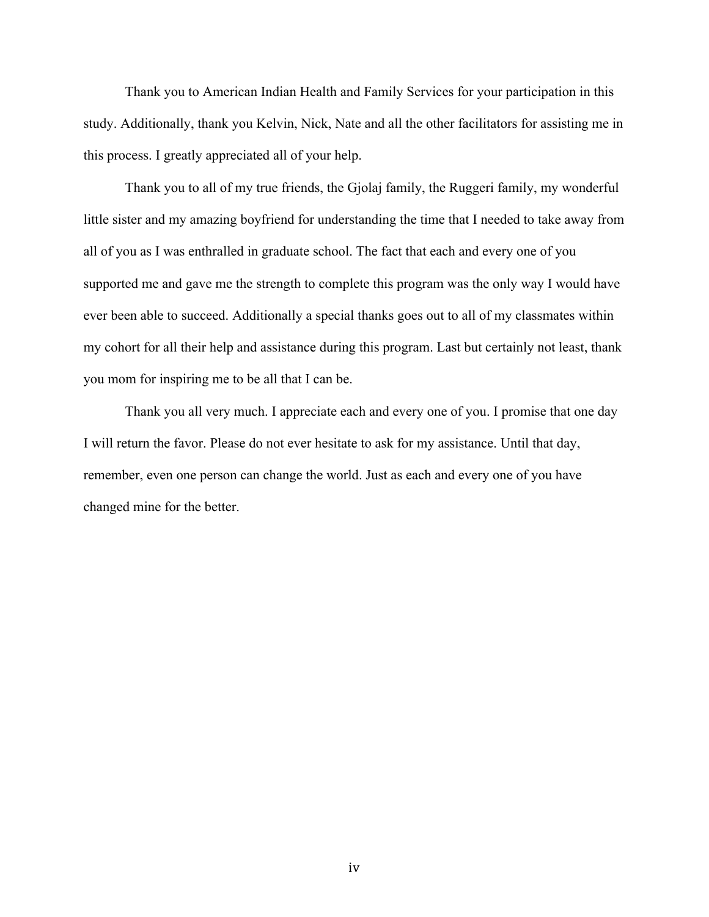Thank you to American Indian Health and Family Services for your participation in this study. Additionally, thank you Kelvin, Nick, Nate and all the other facilitators for assisting me in this process. I greatly appreciated all of your help.

Thank you to all of my true friends, the Gjolaj family, the Ruggeri family, my wonderful little sister and my amazing boyfriend for understanding the time that I needed to take away from all of you as I was enthralled in graduate school. The fact that each and every one of you supported me and gave me the strength to complete this program was the only way I would have ever been able to succeed. Additionally a special thanks goes out to all of my classmates within my cohort for all their help and assistance during this program. Last but certainly not least, thank you mom for inspiring me to be all that I can be.

Thank you all very much. I appreciate each and every one of you. I promise that one day I will return the favor. Please do not ever hesitate to ask for my assistance. Until that day, remember, even one person can change the world. Just as each and every one of you have changed mine for the better.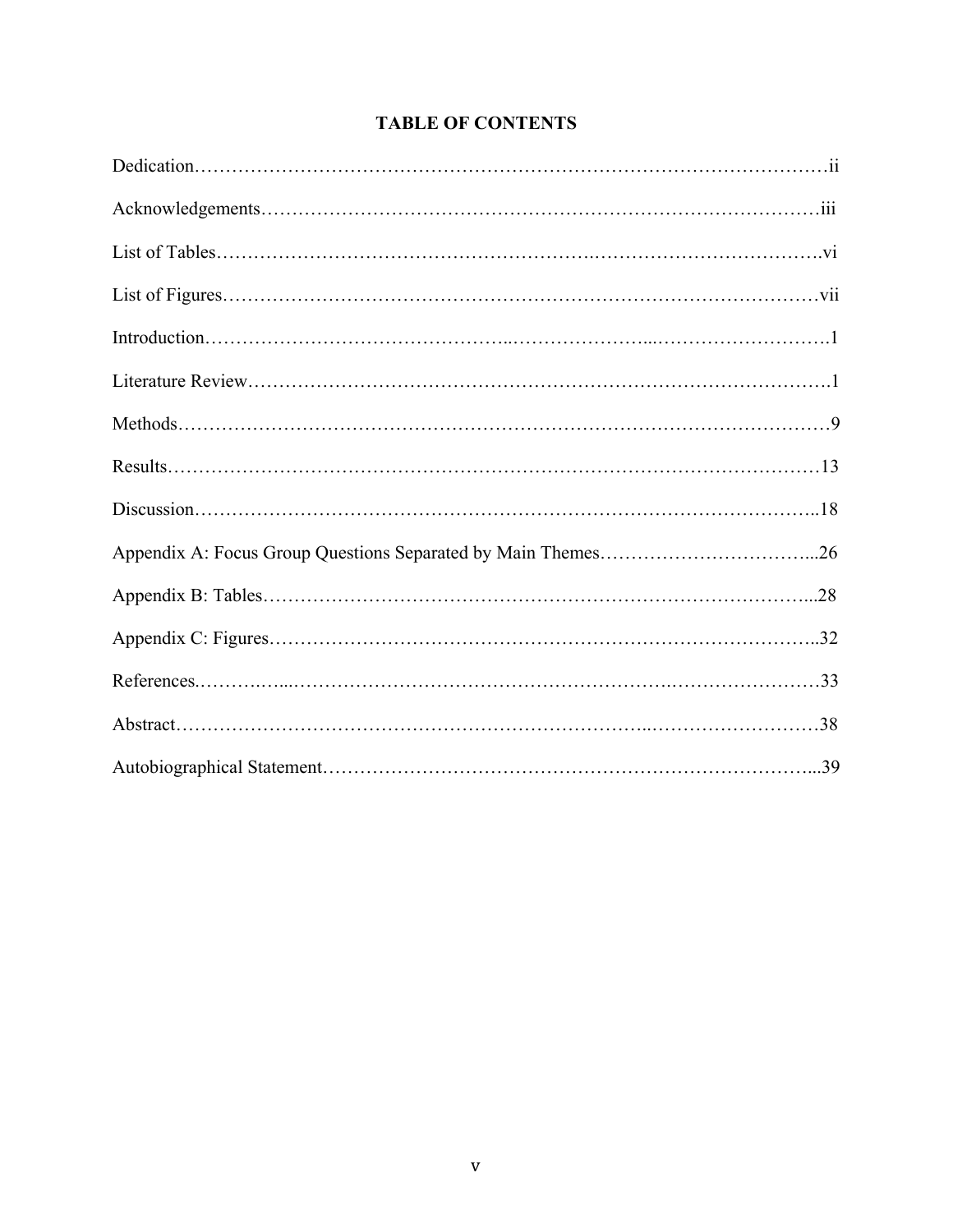# TABLE OF CONTENTS

Dedication……………………………………………………………………………………….ii

Acknowledgements……………………………………………………………………………iii

List of Tables……………………………………………….……………………………….vi

List of Figures…………………………………………………………………………………vii

Introduction……………………………………...…………………...……………………….1

Literature Review……………………………………………………………………………….1

Methods…………………………………………………………………………………………9

Results…………………………………………………………………………………………13

Discussion……………………………………………………………………………………..18

Appendix A: Focus Group Questions Separated by Main Themes……………………………...26

Appendix B: Tables…………………………………………………………………………...28

Appendix C: Figures…………………………………………………………………………..32

References.……..…...…………………………………………………………………………33

Abstract…………………………………………………………………...……………………38

Autobiographical Statement…………………………………………………………………...39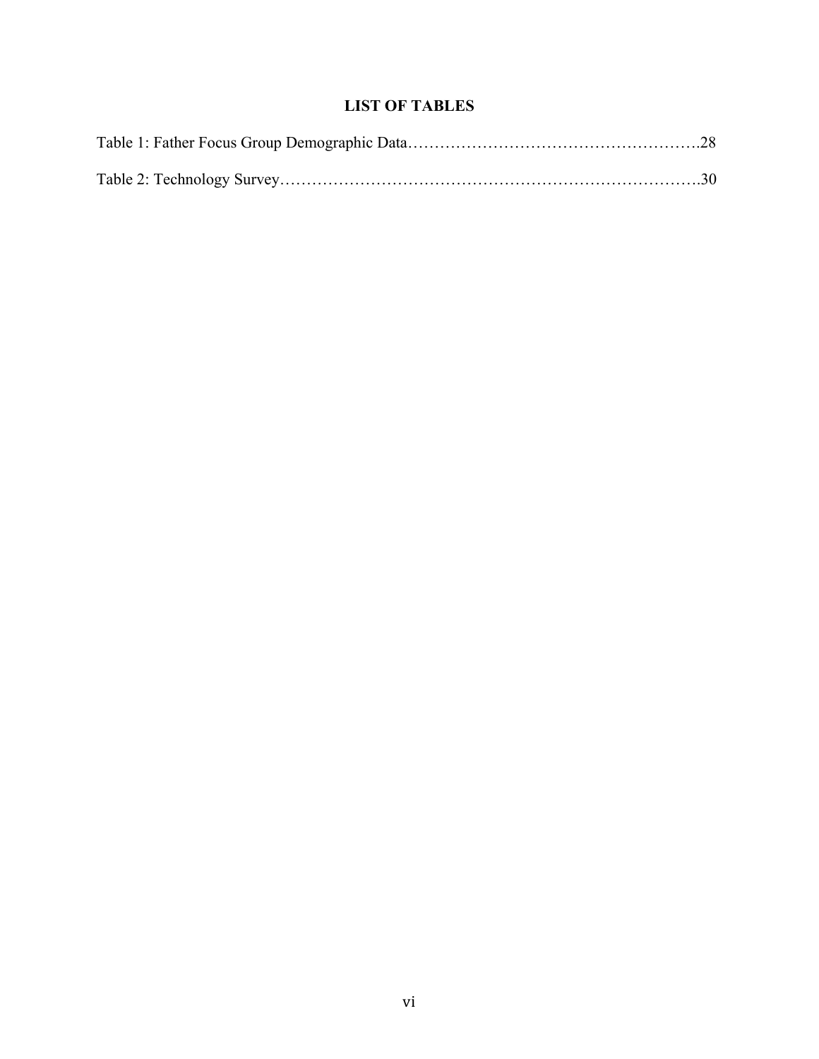# LIST OF TABLES

Table 1: Father Focus Group Demographic Data……………………………………………….28

Table 2: Technology Survey………………………………………………………………….30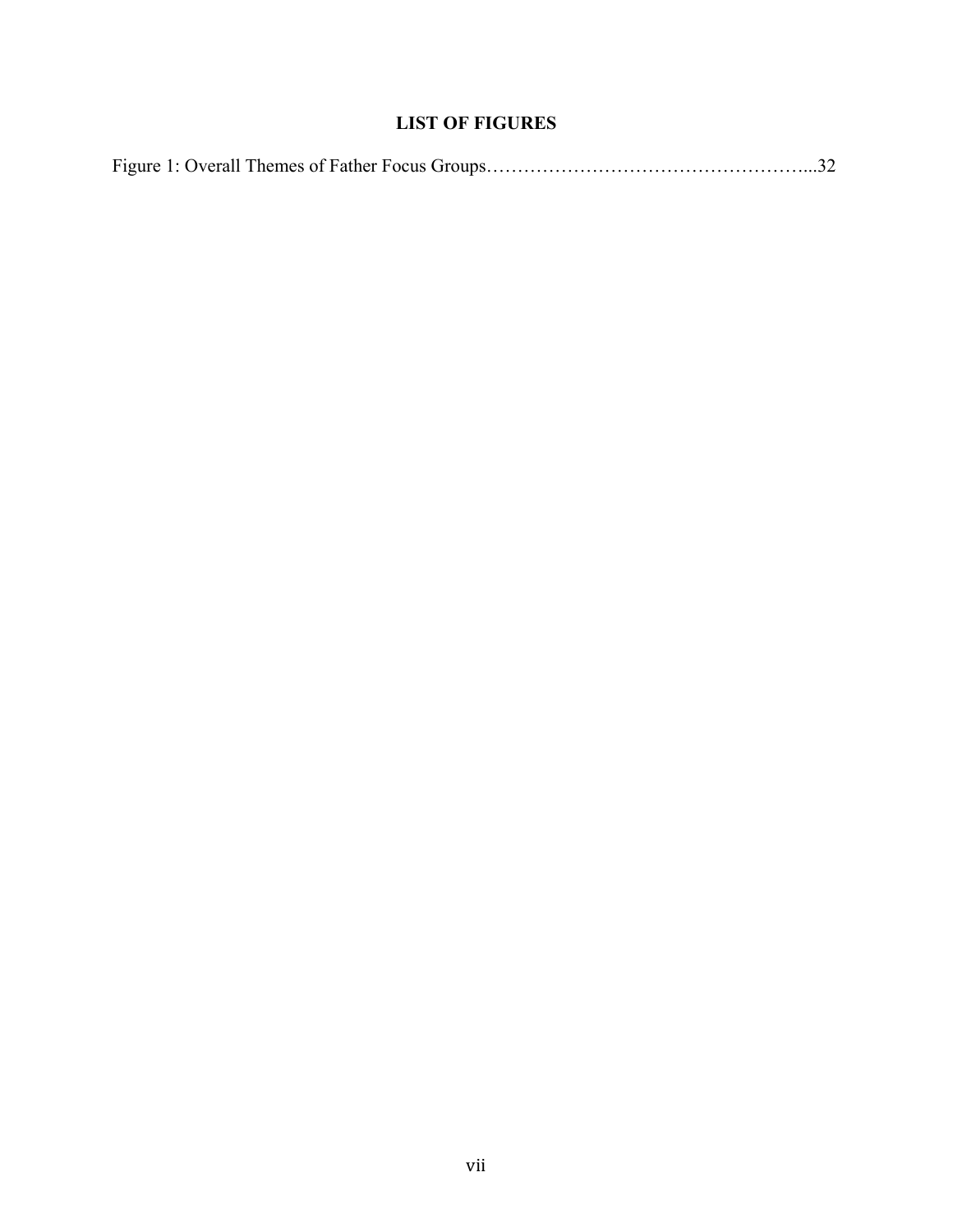# LIST OF FIGURES

Figure 1: Overall Themes of Father Focus Groups……………………………………………...32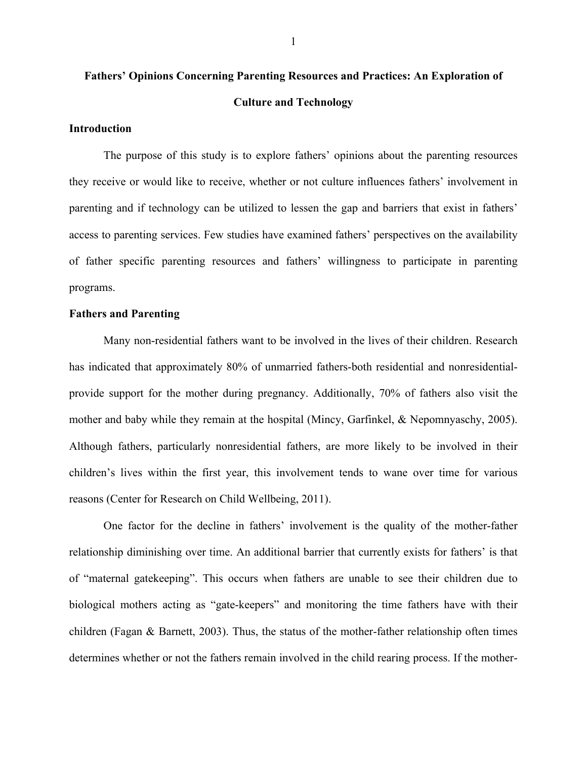# Fathers' Opinions Concerning Parenting Resources and Practices: An Exploration of Culture and Technology

## Introduction

The purpose of this study is to explore fathers' opinions about the parenting resources they receive or would like to receive, whether or not culture influences fathers' involvement in parenting and if technology can be utilized to lessen the gap and barriers that exist in fathers' access to parenting services. Few studies have examined fathers' perspectives on the availability of father specific parenting resources and fathers' willingness to participate in parenting programs.

## Fathers and Parenting

Many non-residential fathers want to be involved in the lives of their children. Research has indicated that approximately 80% of unmarried fathers-both residential and nonresidential-provide support for the mother during pregnancy. Additionally, 70% of fathers also visit the mother and baby while they remain at the hospital (Mincy, Garfinkel, & Nepomnyaschy, 2005). Although fathers, particularly nonresidential fathers, are more likely to be involved in their children's lives within the first year, this involvement tends to wane over time for various reasons (Center for Research on Child Wellbeing, 2011).

One factor for the decline in fathers' involvement is the quality of the mother-father relationship diminishing over time. An additional barrier that currently exists for fathers' is that of "maternal gatekeeping". This occurs when fathers are unable to see their children due to biological mothers acting as "gate-keepers" and monitoring the time fathers have with their children (Fagan & Barnett, 2003). Thus, the status of the mother-father relationship often times determines whether or not the fathers remain involved in the child rearing process. If the mother-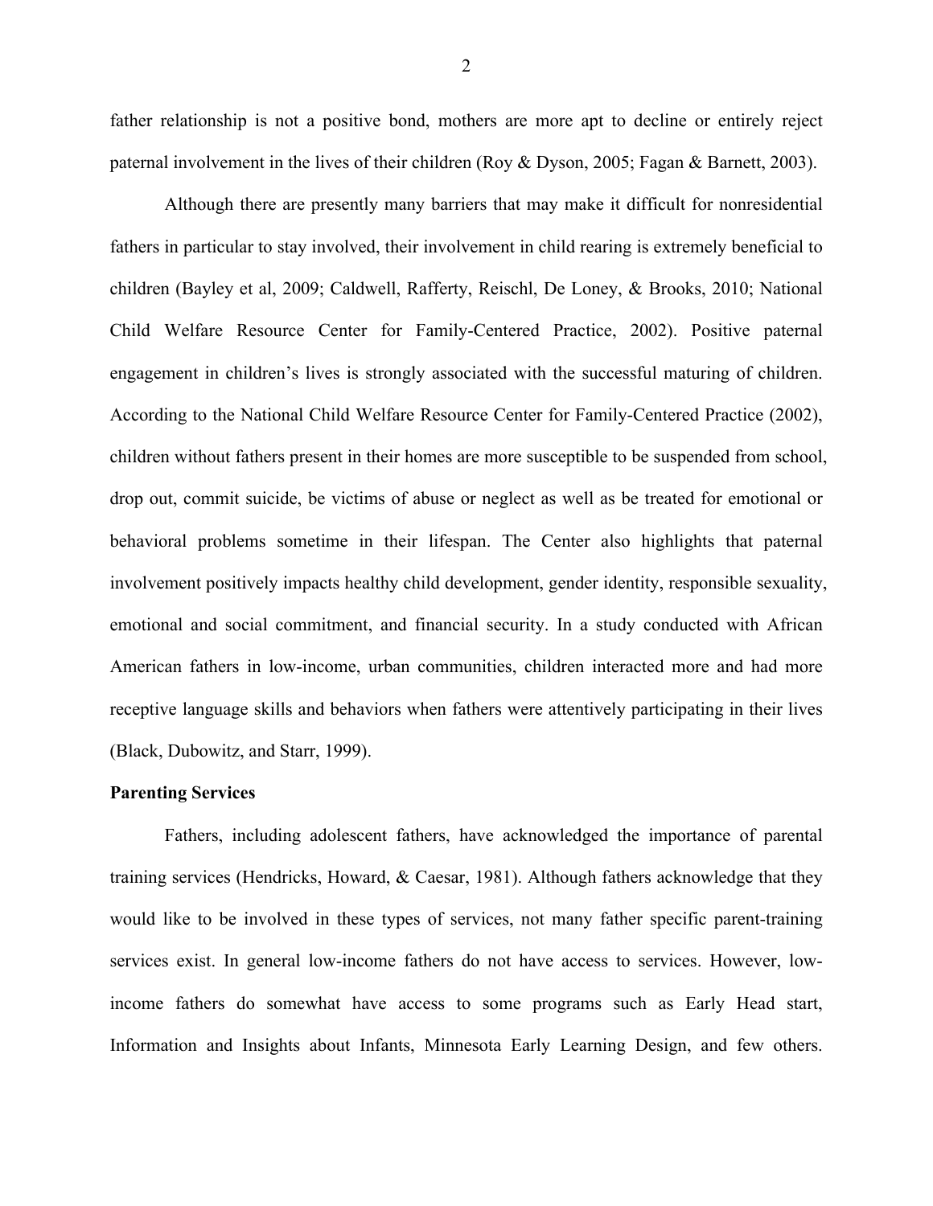father relationship is not a positive bond, mothers are more apt to decline or entirely reject paternal involvement in the lives of their children (Roy & Dyson, 2005; Fagan & Barnett, 2003).

Although there are presently many barriers that may make it difficult for nonresidential fathers in particular to stay involved, their involvement in child rearing is extremely beneficial to children (Bayley et al, 2009; Caldwell, Rafferty, Reischl, De Loney, & Brooks, 2010; National Child Welfare Resource Center for Family-Centered Practice, 2002). Positive paternal engagement in children's lives is strongly associated with the successful maturing of children. According to the National Child Welfare Resource Center for Family-Centered Practice (2002), children without fathers present in their homes are more susceptible to be suspended from school, drop out, commit suicide, be victims of abuse or neglect as well as be treated for emotional or behavioral problems sometime in their lifespan. The Center also highlights that paternal involvement positively impacts healthy child development, gender identity, responsible sexuality, emotional and social commitment, and financial security. In a study conducted with African American fathers in low-income, urban communities, children interacted more and had more receptive language skills and behaviors when fathers were attentively participating in their lives (Black, Dubowitz, and Starr, 1999).

**Parenting Services**

Fathers, including adolescent fathers, have acknowledged the importance of parental training services (Hendricks, Howard, & Caesar, 1981). Although fathers acknowledge that they would like to be involved in these types of services, not many father specific parent-training services exist. In general low-income fathers do not have access to services. However, low-income fathers do somewhat have access to some programs such as Early Head start, Information and Insights about Infants, Minnesota Early Learning Design, and few others.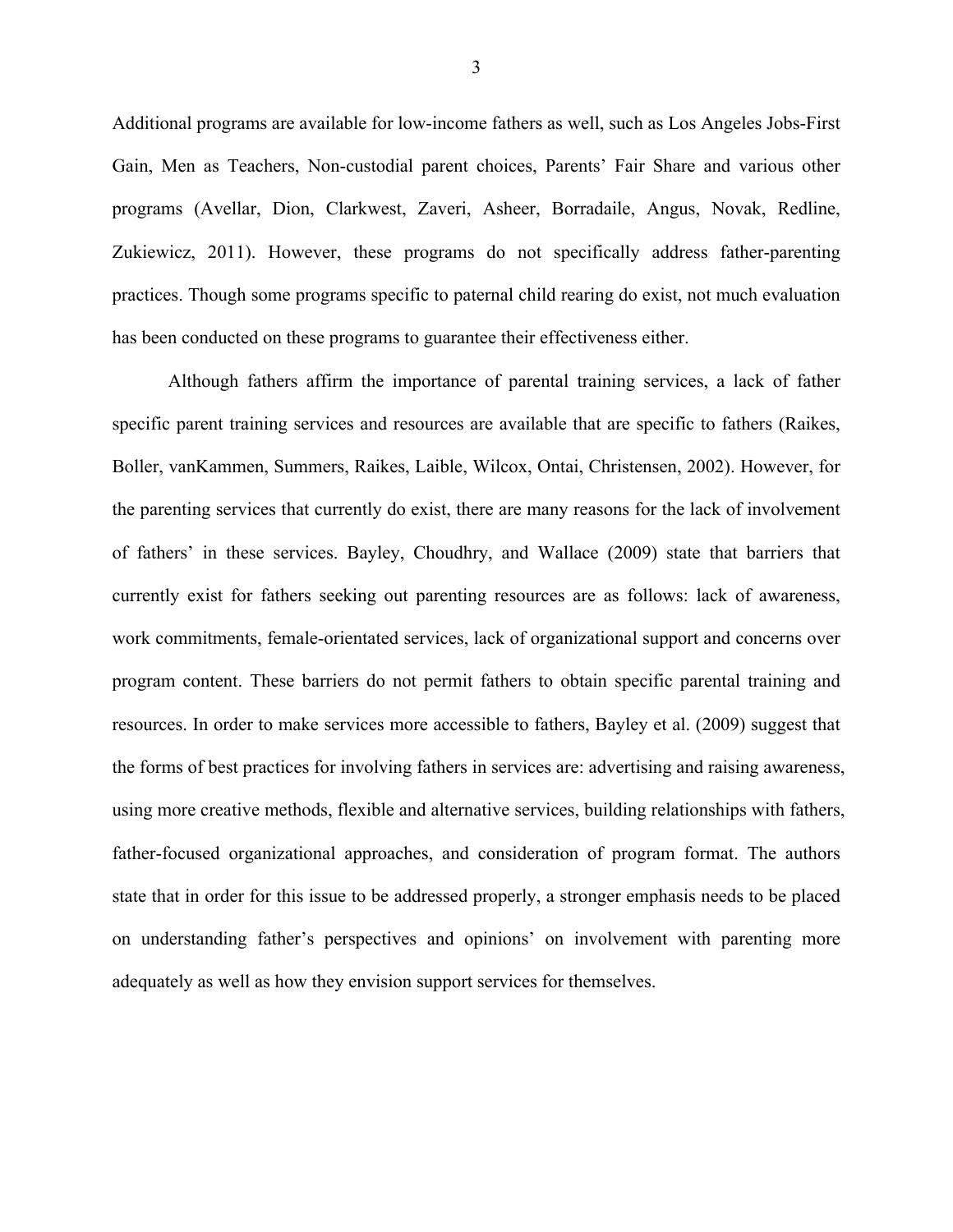Additional programs are available for low-income fathers as well, such as Los Angeles Jobs-First Gain, Men as Teachers, Non-custodial parent choices, Parents' Fair Share and various other programs (Avellar, Dion, Clarkwest, Zaveri, Asheer, Borradaile, Angus, Novak, Redline, Zukiewicz, 2011). However, these programs do not specifically address father-parenting practices. Though some programs specific to paternal child rearing do exist, not much evaluation has been conducted on these programs to guarantee their effectiveness either.

Although fathers affirm the importance of parental training services, a lack of father specific parent training services and resources are available that are specific to fathers (Raikes, Boller, vanKammen, Summers, Raikes, Laible, Wilcox, Ontai, Christensen, 2002). However, for the parenting services that currently do exist, there are many reasons for the lack of involvement of fathers' in these services. Bayley, Choudhry, and Wallace (2009) state that barriers that currently exist for fathers seeking out parenting resources are as follows: lack of awareness, work commitments, female-orientated services, lack of organizational support and concerns over program content. These barriers do not permit fathers to obtain specific parental training and resources. In order to make services more accessible to fathers, Bayley et al. (2009) suggest that the forms of best practices for involving fathers in services are: advertising and raising awareness, using more creative methods, flexible and alternative services, building relationships with fathers, father-focused organizational approaches, and consideration of program format. The authors state that in order for this issue to be addressed properly, a stronger emphasis needs to be placed on understanding father's perspectives and opinions' on involvement with parenting more adequately as well as how they envision support services for themselves.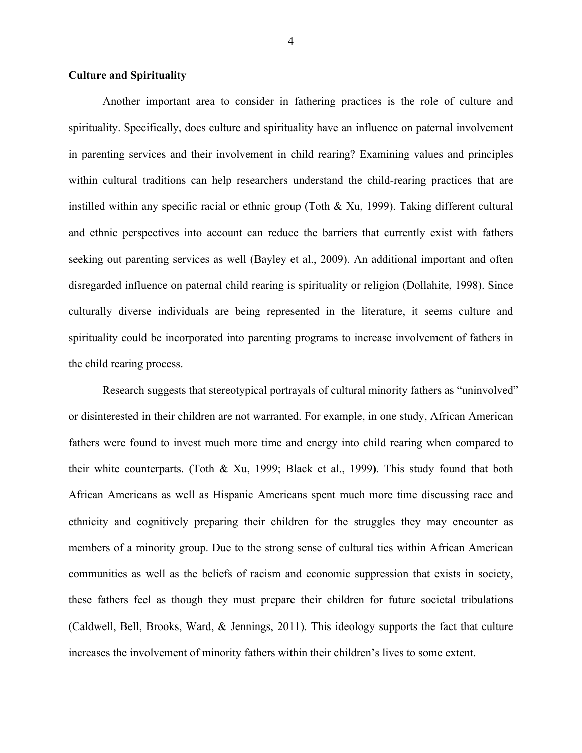**Culture and Spirituality**

Another important area to consider in fathering practices is the role of culture and spirituality. Specifically, does culture and spirituality have an influence on paternal involvement in parenting services and their involvement in child rearing? Examining values and principles within cultural traditions can help researchers understand the child-rearing practices that are instilled within any specific racial or ethnic group (Toth & Xu, 1999). Taking different cultural and ethnic perspectives into account can reduce the barriers that currently exist with fathers seeking out parenting services as well (Bayley et al., 2009). An additional important and often disregarded influence on paternal child rearing is spirituality or religion (Dollahite, 1998). Since culturally diverse individuals are being represented in the literature, it seems culture and spirituality could be incorporated into parenting programs to increase involvement of fathers in the child rearing process.

Research suggests that stereotypical portrayals of cultural minority fathers as "uninvolved" or disinterested in their children are not warranted. For example, in one study, African American fathers were found to invest much more time and energy into child rearing when compared to their white counterparts. (Toth & Xu, 1999; Black et al., 1999**)**. This study found that both African Americans as well as Hispanic Americans spent much more time discussing race and ethnicity and cognitively preparing their children for the struggles they may encounter as members of a minority group. Due to the strong sense of cultural ties within African American communities as well as the beliefs of racism and economic suppression that exists in society, these fathers feel as though they must prepare their children for future societal tribulations (Caldwell, Bell, Brooks, Ward, & Jennings, 2011). This ideology supports the fact that culture increases the involvement of minority fathers within their children's lives to some extent.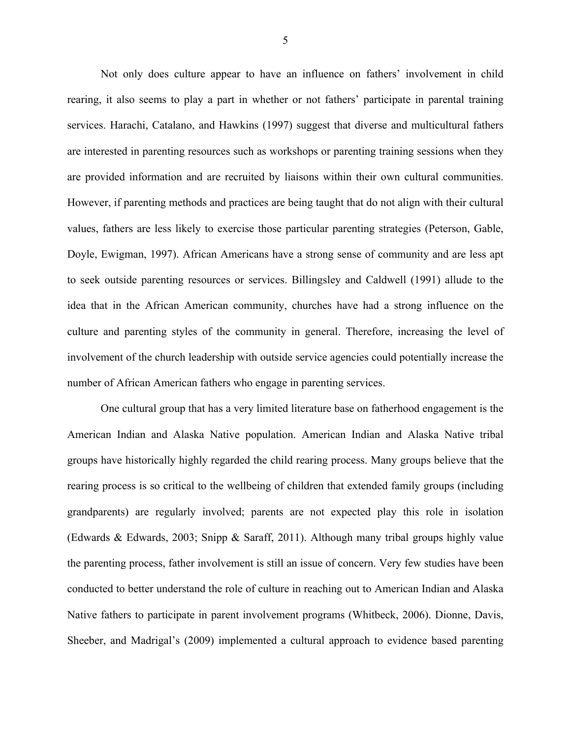Not only does culture appear to have an influence on fathers' involvement in child rearing, it also seems to play a part in whether or not fathers' participate in parental training services. Harachi, Catalano, and Hawkins (1997) suggest that diverse and multicultural fathers are interested in parenting resources such as workshops or parenting training sessions when they are provided information and are recruited by liaisons within their own cultural communities. However, if parenting methods and practices are being taught that do not align with their cultural values, fathers are less likely to exercise those particular parenting strategies (Peterson, Gable, Doyle, Ewigman, 1997). African Americans have a strong sense of community and are less apt to seek outside parenting resources or services. Billingsley and Caldwell (1991) allude to the idea that in the African American community, churches have had a strong influence on the culture and parenting styles of the community in general. Therefore, increasing the level of involvement of the church leadership with outside service agencies could potentially increase the number of African American fathers who engage in parenting services.

One cultural group that has a very limited literature base on fatherhood engagement is the American Indian and Alaska Native population. American Indian and Alaska Native tribal groups have historically highly regarded the child rearing process. Many groups believe that the rearing process is so critical to the wellbeing of children that extended family groups (including grandparents) are regularly involved; parents are not expected play this role in isolation (Edwards & Edwards, 2003; Snipp & Saraff, 2011). Although many tribal groups highly value the parenting process, father involvement is still an issue of concern. Very few studies have been conducted to better understand the role of culture in reaching out to American Indian and Alaska Native fathers to participate in parent involvement programs (Whitbeck, 2006). Dionne, Davis, Sheeber, and Madrigal's (2009) implemented a cultural approach to evidence based parenting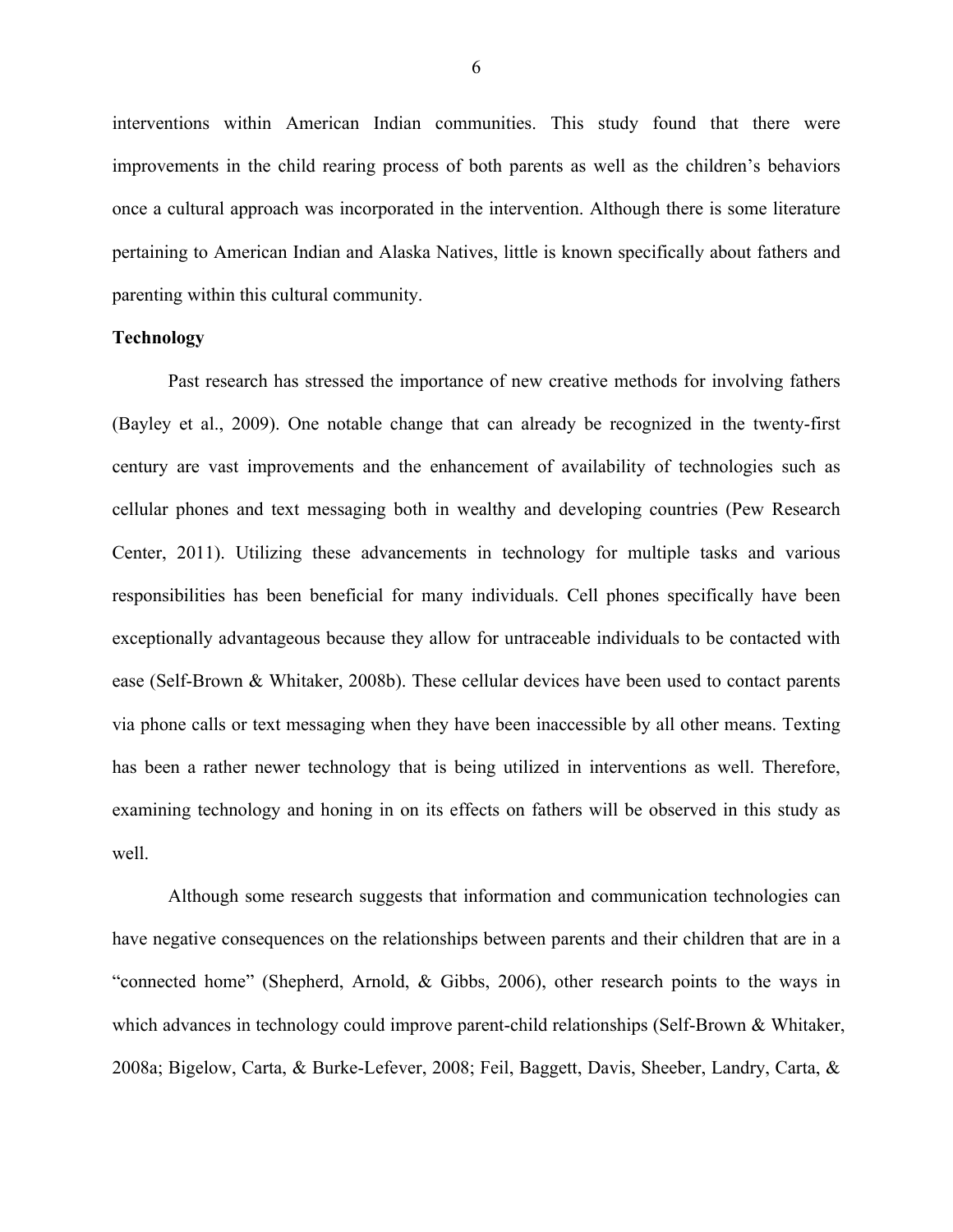interventions within American Indian communities. This study found that there were improvements in the child rearing process of both parents as well as the children's behaviors once a cultural approach was incorporated in the intervention. Although there is some literature pertaining to American Indian and Alaska Natives, little is known specifically about fathers and parenting within this cultural community.

**Technology**

Past research has stressed the importance of new creative methods for involving fathers (Bayley et al., 2009). One notable change that can already be recognized in the twenty-first century are vast improvements and the enhancement of availability of technologies such as cellular phones and text messaging both in wealthy and developing countries (Pew Research Center, 2011). Utilizing these advancements in technology for multiple tasks and various responsibilities has been beneficial for many individuals. Cell phones specifically have been exceptionally advantageous because they allow for untraceable individuals to be contacted with ease (Self-Brown & Whitaker, 2008b). These cellular devices have been used to contact parents via phone calls or text messaging when they have been inaccessible by all other means. Texting has been a rather newer technology that is being utilized in interventions as well. Therefore, examining technology and honing in on its effects on fathers will be observed in this study as well.

Although some research suggests that information and communication technologies can have negative consequences on the relationships between parents and their children that are in a "connected home" (Shepherd, Arnold, & Gibbs, 2006), other research points to the ways in which advances in technology could improve parent-child relationships (Self-Brown & Whitaker, 2008a; Bigelow, Carta, & Burke-Lefever, 2008; Feil, Baggett, Davis, Sheeber, Landry, Carta, &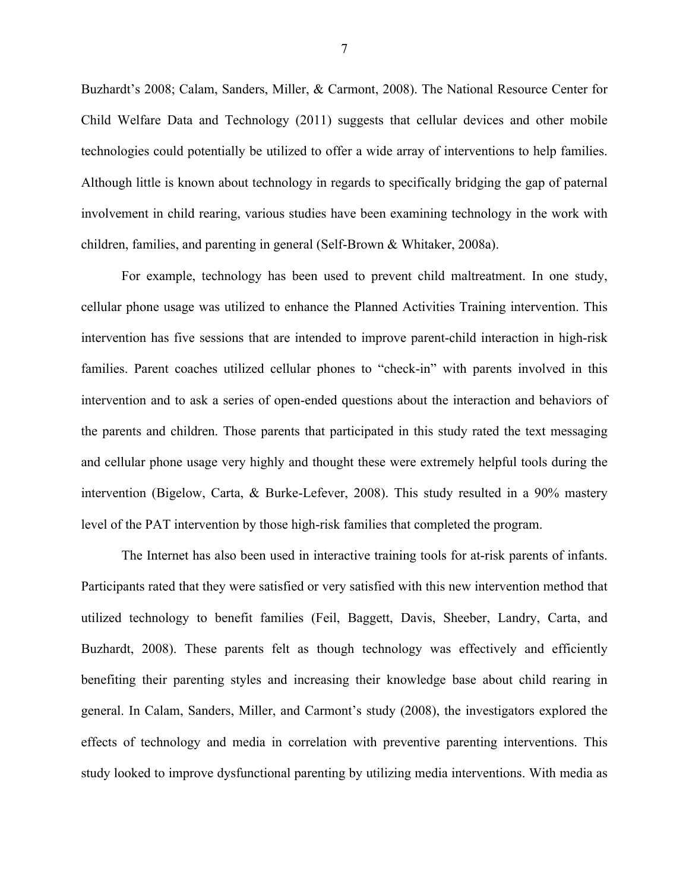Buzhardt's 2008; Calam, Sanders, Miller, & Carmont, 2008). The National Resource Center for Child Welfare Data and Technology (2011) suggests that cellular devices and other mobile technologies could potentially be utilized to offer a wide array of interventions to help families. Although little is known about technology in regards to specifically bridging the gap of paternal involvement in child rearing, various studies have been examining technology in the work with children, families, and parenting in general (Self-Brown & Whitaker, 2008a).

For example, technology has been used to prevent child maltreatment. In one study, cellular phone usage was utilized to enhance the Planned Activities Training intervention. This intervention has five sessions that are intended to improve parent-child interaction in high-risk families. Parent coaches utilized cellular phones to "check-in" with parents involved in this intervention and to ask a series of open-ended questions about the interaction and behaviors of the parents and children. Those parents that participated in this study rated the text messaging and cellular phone usage very highly and thought these were extremely helpful tools during the intervention (Bigelow, Carta, & Burke-Lefever, 2008). This study resulted in a 90% mastery level of the PAT intervention by those high-risk families that completed the program.

The Internet has also been used in interactive training tools for at-risk parents of infants. Participants rated that they were satisfied or very satisfied with this new intervention method that utilized technology to benefit families (Feil, Baggett, Davis, Sheeber, Landry, Carta, and Buzhardt, 2008). These parents felt as though technology was effectively and efficiently benefiting their parenting styles and increasing their knowledge base about child rearing in general. In Calam, Sanders, Miller, and Carmont's study (2008), the investigators explored the effects of technology and media in correlation with preventive parenting interventions. This study looked to improve dysfunctional parenting by utilizing media interventions. With media as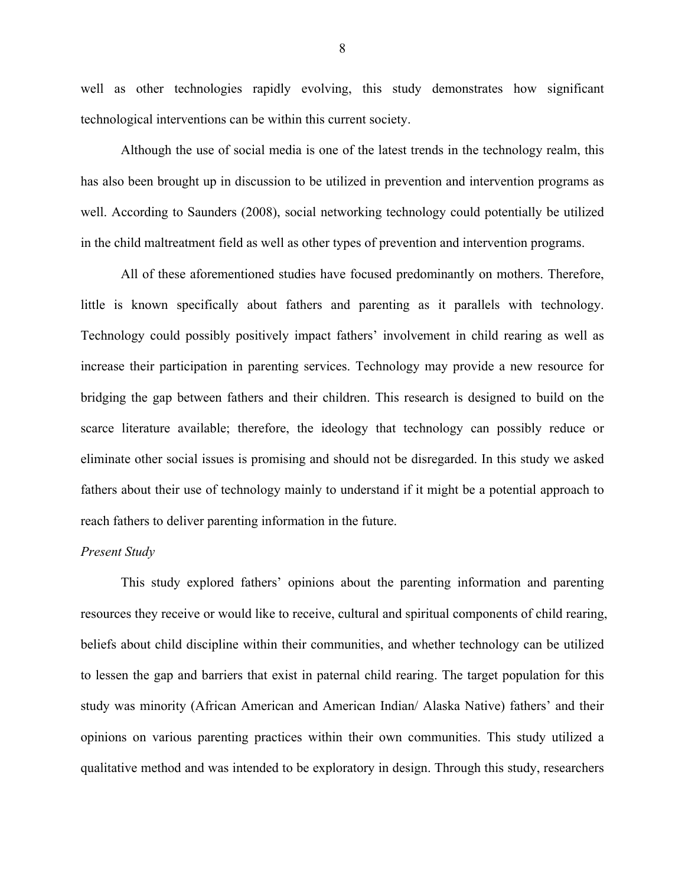well as other technologies rapidly evolving, this study demonstrates how significant technological interventions can be within this current society.

Although the use of social media is one of the latest trends in the technology realm, this has also been brought up in discussion to be utilized in prevention and intervention programs as well. According to Saunders (2008), social networking technology could potentially be utilized in the child maltreatment field as well as other types of prevention and intervention programs.

All of these aforementioned studies have focused predominantly on mothers. Therefore, little is known specifically about fathers and parenting as it parallels with technology. Technology could possibly positively impact fathers' involvement in child rearing as well as increase their participation in parenting services. Technology may provide a new resource for bridging the gap between fathers and their children. This research is designed to build on the scarce literature available; therefore, the ideology that technology can possibly reduce or eliminate other social issues is promising and should not be disregarded. In this study we asked fathers about their use of technology mainly to understand if it might be a potential approach to reach fathers to deliver parenting information in the future.

*Present Study*

This study explored fathers' opinions about the parenting information and parenting resources they receive or would like to receive, cultural and spiritual components of child rearing, beliefs about child discipline within their communities, and whether technology can be utilized to lessen the gap and barriers that exist in paternal child rearing. The target population for this study was minority (African American and American Indian/ Alaska Native) fathers' and their opinions on various parenting practices within their own communities. This study utilized a qualitative method and was intended to be exploratory in design. Through this study, researchers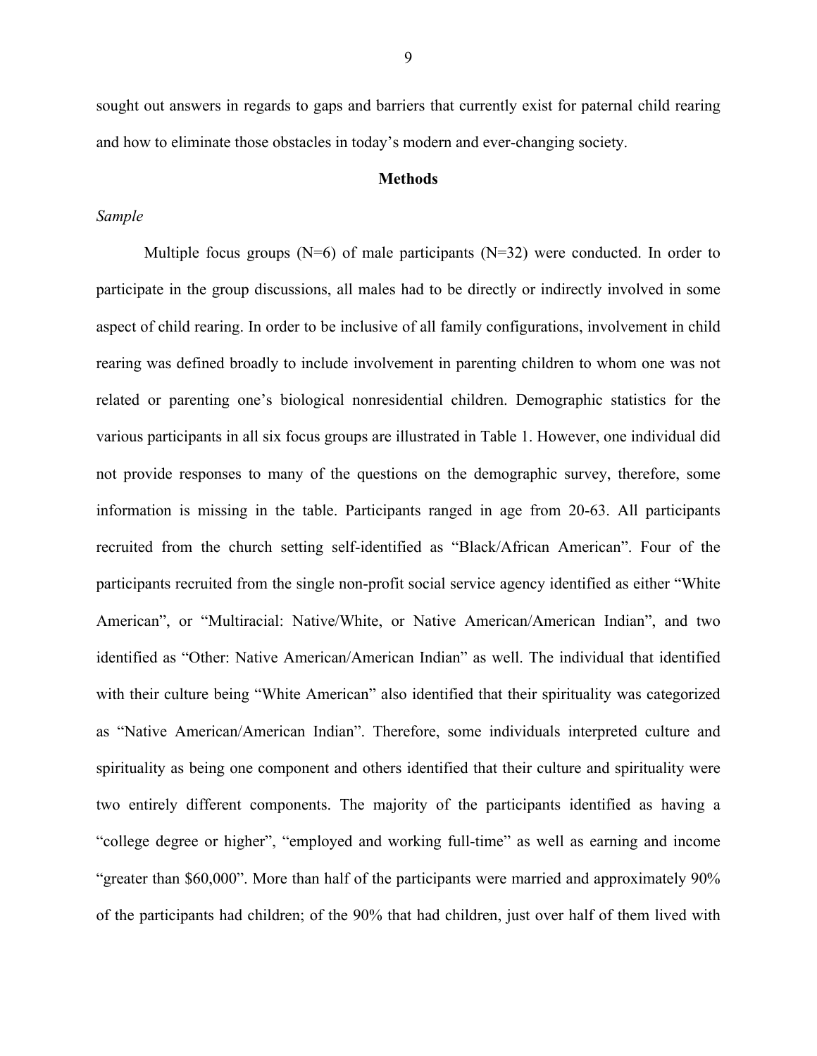sought out answers in regards to gaps and barriers that currently exist for paternal child rearing and how to eliminate those obstacles in today's modern and ever-changing society.

## Methods

### *Sample*

Multiple focus groups (N=6) of male participants (N=32) were conducted. In order to participate in the group discussions, all males had to be directly or indirectly involved in some aspect of child rearing. In order to be inclusive of all family configurations, involvement in child rearing was defined broadly to include involvement in parenting children to whom one was not related or parenting one's biological nonresidential children. Demographic statistics for the various participants in all six focus groups are illustrated in Table 1. However, one individual did not provide responses to many of the questions on the demographic survey, therefore, some information is missing in the table. Participants ranged in age from 20-63. All participants recruited from the church setting self-identified as "Black/African American". Four of the participants recruited from the single non-profit social service agency identified as either "White American", or "Multiracial: Native/White, or Native American/American Indian", and two identified as "Other: Native American/American Indian" as well. The individual that identified with their culture being "White American" also identified that their spirituality was categorized as "Native American/American Indian". Therefore, some individuals interpreted culture and spirituality as being one component and others identified that their culture and spirituality were two entirely different components. The majority of the participants identified as having a "college degree or higher", "employed and working full-time" as well as earning and income "greater than $60,000". More than half of the participants were married and approximately 90% of the participants had children; of the 90% that had children, just over half of them lived with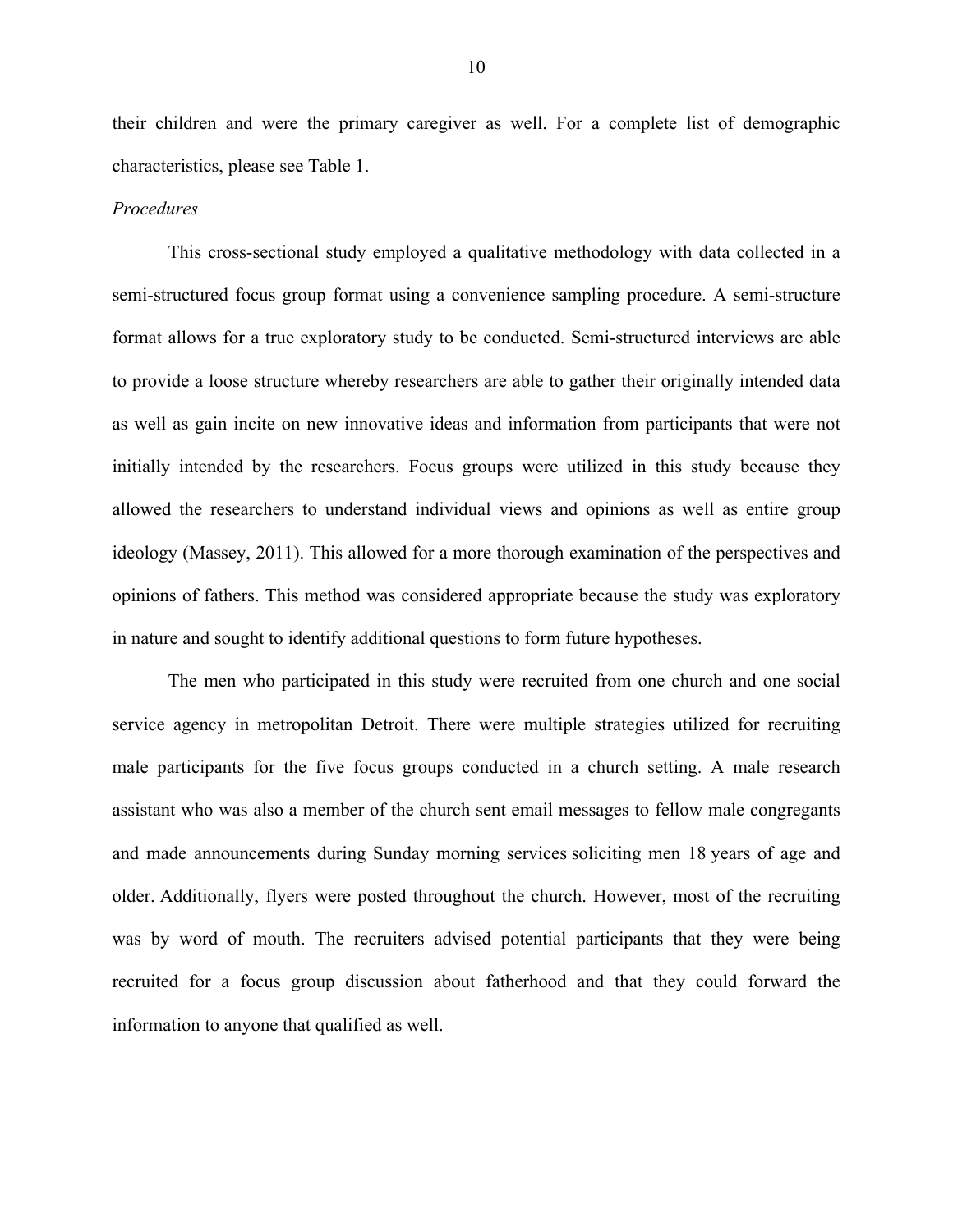their children and were the primary caregiver as well. For a complete list of demographic characteristics, please see Table 1.

*Procedures*

This cross-sectional study employed a qualitative methodology with data collected in a semi-structured focus group format using a convenience sampling procedure. A semi-structure format allows for a true exploratory study to be conducted. Semi-structured interviews are able to provide a loose structure whereby researchers are able to gather their originally intended data as well as gain incite on new innovative ideas and information from participants that were not initially intended by the researchers. Focus groups were utilized in this study because they allowed the researchers to understand individual views and opinions as well as entire group ideology (Massey, 2011). This allowed for a more thorough examination of the perspectives and opinions of fathers. This method was considered appropriate because the study was exploratory in nature and sought to identify additional questions to form future hypotheses.

The men who participated in this study were recruited from one church and one social service agency in metropolitan Detroit. There were multiple strategies utilized for recruiting male participants for the five focus groups conducted in a church setting. A male research assistant who was also a member of the church sent email messages to fellow male congregants and made announcements during Sunday morning services soliciting men 18 years of age and older. Additionally, flyers were posted throughout the church. However, most of the recruiting was by word of mouth. The recruiters advised potential participants that they were being recruited for a focus group discussion about fatherhood and that they could forward the information to anyone that qualified as well.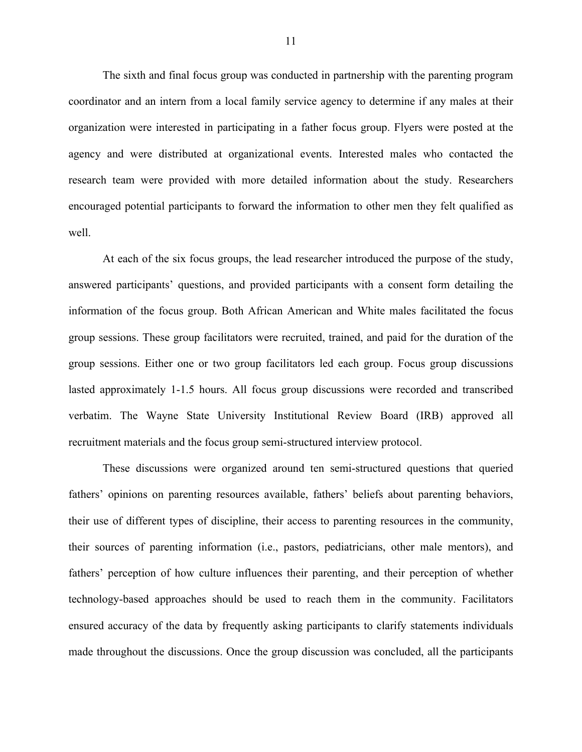The sixth and final focus group was conducted in partnership with the parenting program coordinator and an intern from a local family service agency to determine if any males at their organization were interested in participating in a father focus group. Flyers were posted at the agency and were distributed at organizational events. Interested males who contacted the research team were provided with more detailed information about the study. Researchers encouraged potential participants to forward the information to other men they felt qualified as well.

At each of the six focus groups, the lead researcher introduced the purpose of the study, answered participants' questions, and provided participants with a consent form detailing the information of the focus group. Both African American and White males facilitated the focus group sessions. These group facilitators were recruited, trained, and paid for the duration of the group sessions. Either one or two group facilitators led each group. Focus group discussions lasted approximately 1-1.5 hours. All focus group discussions were recorded and transcribed verbatim. The Wayne State University Institutional Review Board (IRB) approved all recruitment materials and the focus group semi-structured interview protocol.

These discussions were organized around ten semi-structured questions that queried fathers' opinions on parenting resources available, fathers' beliefs about parenting behaviors, their use of different types of discipline, their access to parenting resources in the community, their sources of parenting information (i.e., pastors, pediatricians, other male mentors), and fathers' perception of how culture influences their parenting, and their perception of whether technology-based approaches should be used to reach them in the community. Facilitators ensured accuracy of the data by frequently asking participants to clarify statements individuals made throughout the discussions. Once the group discussion was concluded, all the participants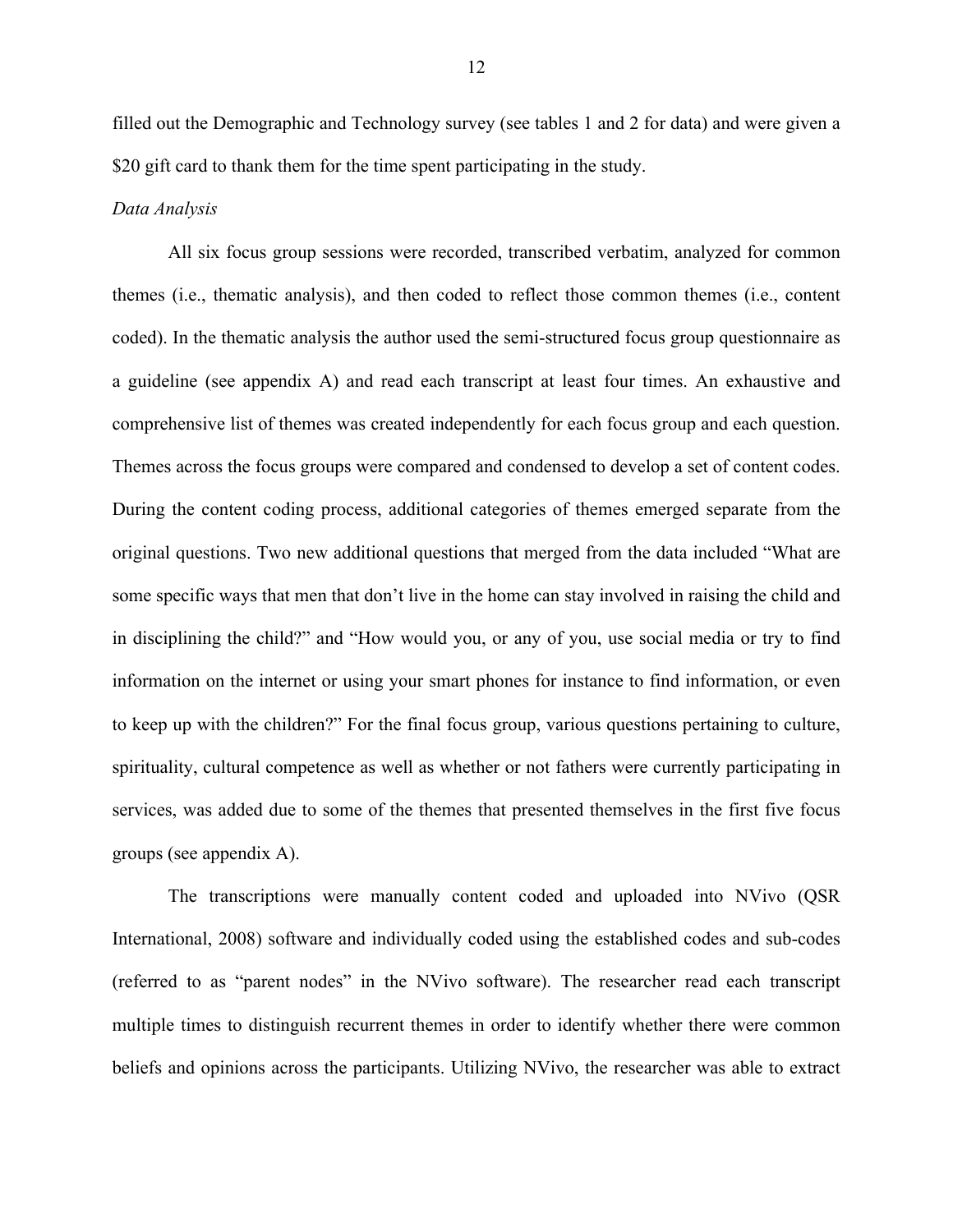filled out the Demographic and Technology survey (see tables 1 and 2 for data) and were given a $20 gift card to thank them for the time spent participating in the study.

*Data Analysis*

All six focus group sessions were recorded, transcribed verbatim, analyzed for common themes (i.e., thematic analysis), and then coded to reflect those common themes (i.e., content coded). In the thematic analysis the author used the semi-structured focus group questionnaire as a guideline (see appendix A) and read each transcript at least four times. An exhaustive and comprehensive list of themes was created independently for each focus group and each question. Themes across the focus groups were compared and condensed to develop a set of content codes. During the content coding process, additional categories of themes emerged separate from the original questions. Two new additional questions that merged from the data included "What are some specific ways that men that don't live in the home can stay involved in raising the child and in disciplining the child?" and "How would you, or any of you, use social media or try to find information on the internet or using your smart phones for instance to find information, or even to keep up with the children?" For the final focus group, various questions pertaining to culture, spirituality, cultural competence as well as whether or not fathers were currently participating in services, was added due to some of the themes that presented themselves in the first five focus groups (see appendix A).

The transcriptions were manually content coded and uploaded into NVivo (QSR International, 2008) software and individually coded using the established codes and sub-codes (referred to as "parent nodes" in the NVivo software). The researcher read each transcript multiple times to distinguish recurrent themes in order to identify whether there were common beliefs and opinions across the participants. Utilizing NVivo, the researcher was able to extract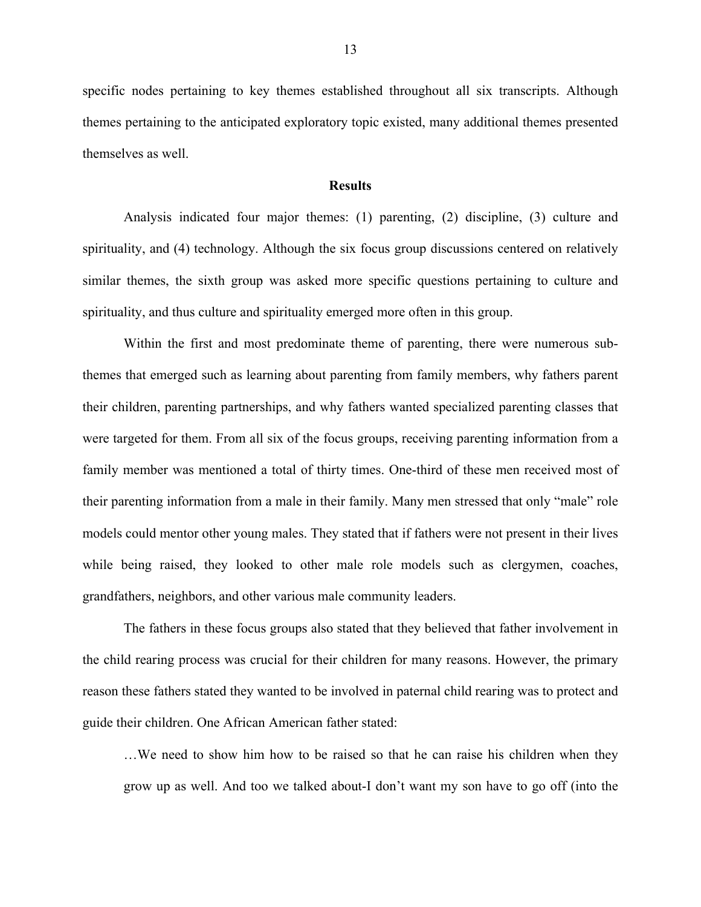specific nodes pertaining to key themes established throughout all six transcripts. Although themes pertaining to the anticipated exploratory topic existed, many additional themes presented themselves as well.

## Results

Analysis indicated four major themes: (1) parenting, (2) discipline, (3) culture and spirituality, and (4) technology. Although the six focus group discussions centered on relatively similar themes, the sixth group was asked more specific questions pertaining to culture and spirituality, and thus culture and spirituality emerged more often in this group.

Within the first and most predominate theme of parenting, there were numerous sub-themes that emerged such as learning about parenting from family members, why fathers parent their children, parenting partnerships, and why fathers wanted specialized parenting classes that were targeted for them. From all six of the focus groups, receiving parenting information from a family member was mentioned a total of thirty times. One-third of these men received most of their parenting information from a male in their family. Many men stressed that only "male" role models could mentor other young males. They stated that if fathers were not present in their lives while being raised, they looked to other male role models such as clergymen, coaches, grandfathers, neighbors, and other various male community leaders.

The fathers in these focus groups also stated that they believed that father involvement in the child rearing process was crucial for their children for many reasons. However, the primary reason these fathers stated they wanted to be involved in paternal child rearing was to protect and guide their children. One African American father stated:

> …We need to show him how to be raised so that he can raise his children when they grow up as well. And too we talked about-I don't want my son have to go off (into the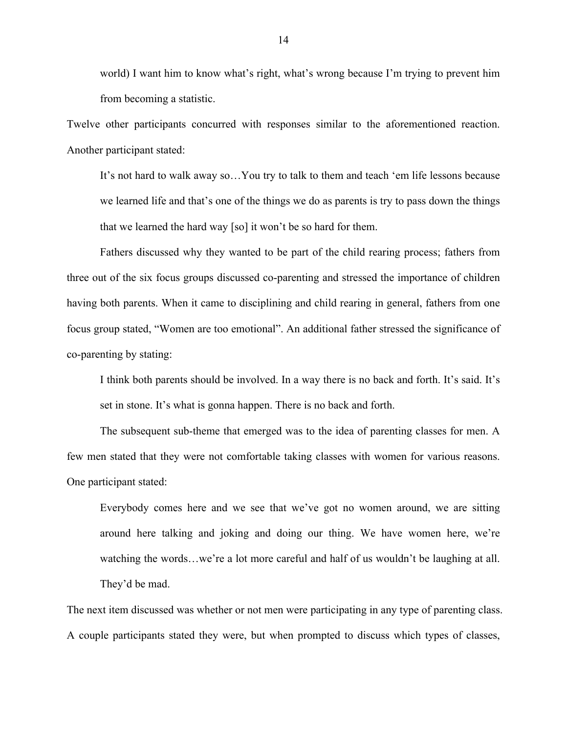> world) I want him to know what's right, what's wrong because I'm trying to prevent him from becoming a statistic.

Twelve other participants concurred with responses similar to the aforementioned reaction. Another participant stated:

> It's not hard to walk away so…You try to talk to them and teach 'em life lessons because we learned life and that's one of the things we do as parents is try to pass down the things that we learned the hard way [so] it won't be so hard for them.

Fathers discussed why they wanted to be part of the child rearing process; fathers from three out of the six focus groups discussed co-parenting and stressed the importance of children having both parents. When it came to disciplining and child rearing in general, fathers from one focus group stated, "Women are too emotional". An additional father stressed the significance of co-parenting by stating:

> I think both parents should be involved. In a way there is no back and forth. It's said. It's set in stone. It's what is gonna happen. There is no back and forth.

The subsequent sub-theme that emerged was to the idea of parenting classes for men. A few men stated that they were not comfortable taking classes with women for various reasons. One participant stated:

> Everybody comes here and we see that we've got no women around, we are sitting around here talking and joking and doing our thing. We have women here, we're watching the words…we're a lot more careful and half of us wouldn't be laughing at all. They'd be mad.

The next item discussed was whether or not men were participating in any type of parenting class. A couple participants stated they were, but when prompted to discuss which types of classes,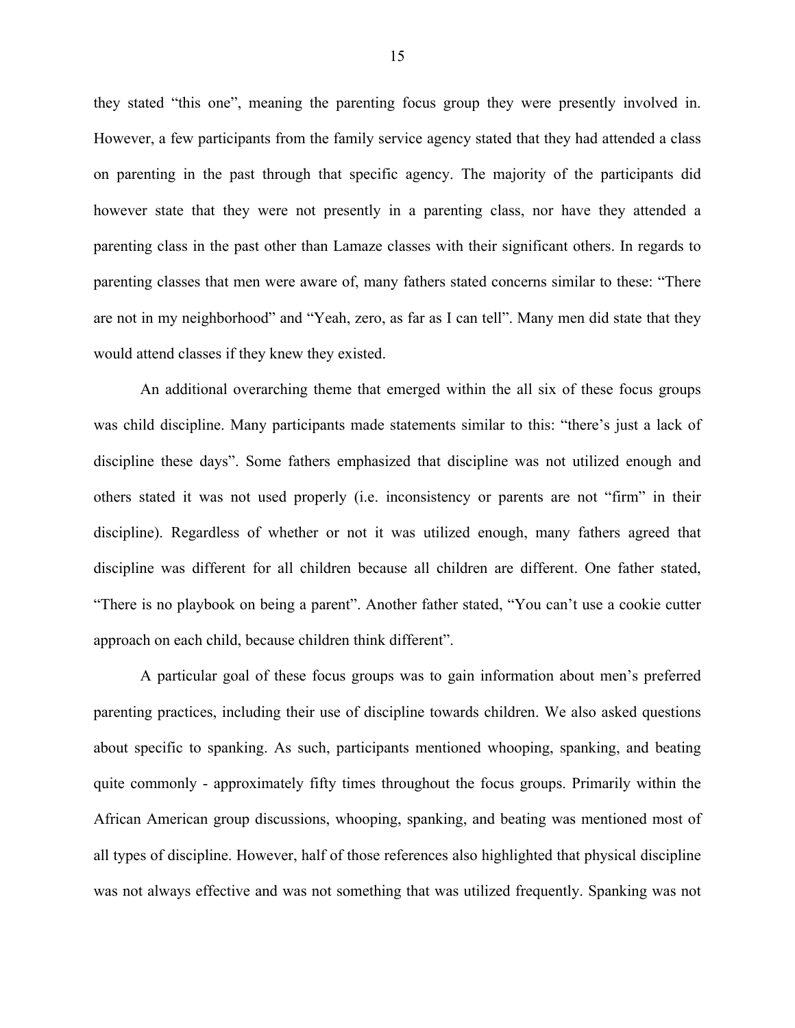they stated "this one", meaning the parenting focus group they were presently involved in. However, a few participants from the family service agency stated that they had attended a class on parenting in the past through that specific agency. The majority of the participants did however state that they were not presently in a parenting class, nor have they attended a parenting class in the past other than Lamaze classes with their significant others. In regards to parenting classes that men were aware of, many fathers stated concerns similar to these: "There are not in my neighborhood" and "Yeah, zero, as far as I can tell". Many men did state that they would attend classes if they knew they existed.

An additional overarching theme that emerged within the all six of these focus groups was child discipline. Many participants made statements similar to this: "there's just a lack of discipline these days". Some fathers emphasized that discipline was not utilized enough and others stated it was not used properly (i.e. inconsistency or parents are not "firm" in their discipline). Regardless of whether or not it was utilized enough, many fathers agreed that discipline was different for all children because all children are different. One father stated, "There is no playbook on being a parent". Another father stated, "You can't use a cookie cutter approach on each child, because children think different".

A particular goal of these focus groups was to gain information about men's preferred parenting practices, including their use of discipline towards children. We also asked questions about specific to spanking. As such, participants mentioned whooping, spanking, and beating quite commonly - approximately fifty times throughout the focus groups. Primarily within the African American group discussions, whooping, spanking, and beating was mentioned most of all types of discipline. However, half of those references also highlighted that physical discipline was not always effective and was not something that was utilized frequently. Spanking was not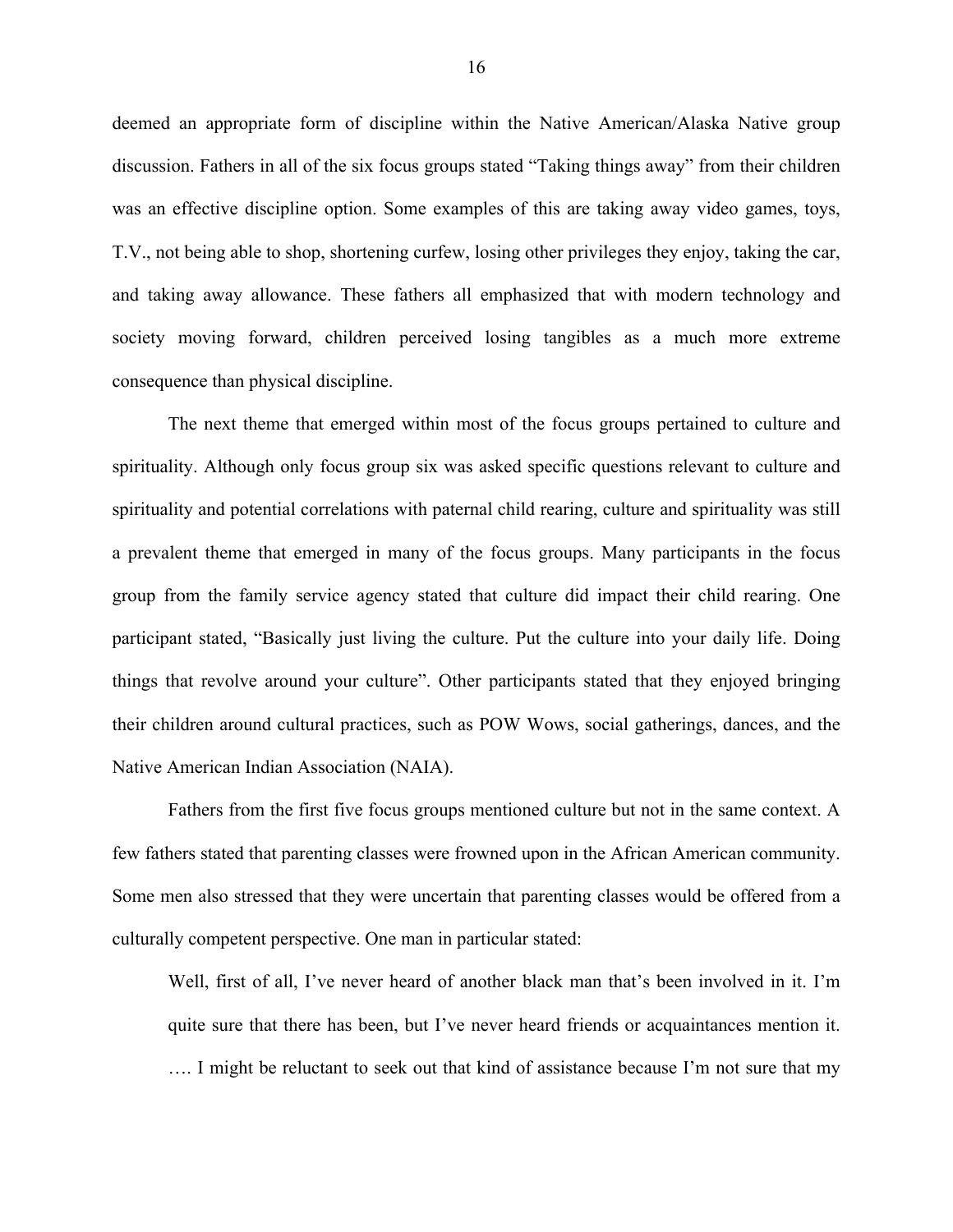deemed an appropriate form of discipline within the Native American/Alaska Native group discussion. Fathers in all of the six focus groups stated "Taking things away" from their children was an effective discipline option. Some examples of this are taking away video games, toys, T.V., not being able to shop, shortening curfew, losing other privileges they enjoy, taking the car, and taking away allowance. These fathers all emphasized that with modern technology and society moving forward, children perceived losing tangibles as a much more extreme consequence than physical discipline.

The next theme that emerged within most of the focus groups pertained to culture and spirituality. Although only focus group six was asked specific questions relevant to culture and spirituality and potential correlations with paternal child rearing, culture and spirituality was still a prevalent theme that emerged in many of the focus groups. Many participants in the focus group from the family service agency stated that culture did impact their child rearing. One participant stated, "Basically just living the culture. Put the culture into your daily life. Doing things that revolve around your culture". Other participants stated that they enjoyed bringing their children around cultural practices, such as POW Wows, social gatherings, dances, and the Native American Indian Association (NAIA).

Fathers from the first five focus groups mentioned culture but not in the same context. A few fathers stated that parenting classes were frowned upon in the African American community. Some men also stressed that they were uncertain that parenting classes would be offered from a culturally competent perspective. One man in particular stated:

> Well, first of all, I've never heard of another black man that's been involved in it. I'm quite sure that there has been, but I've never heard friends or acquaintances mention it. …. I might be reluctant to seek out that kind of assistance because I'm not sure that my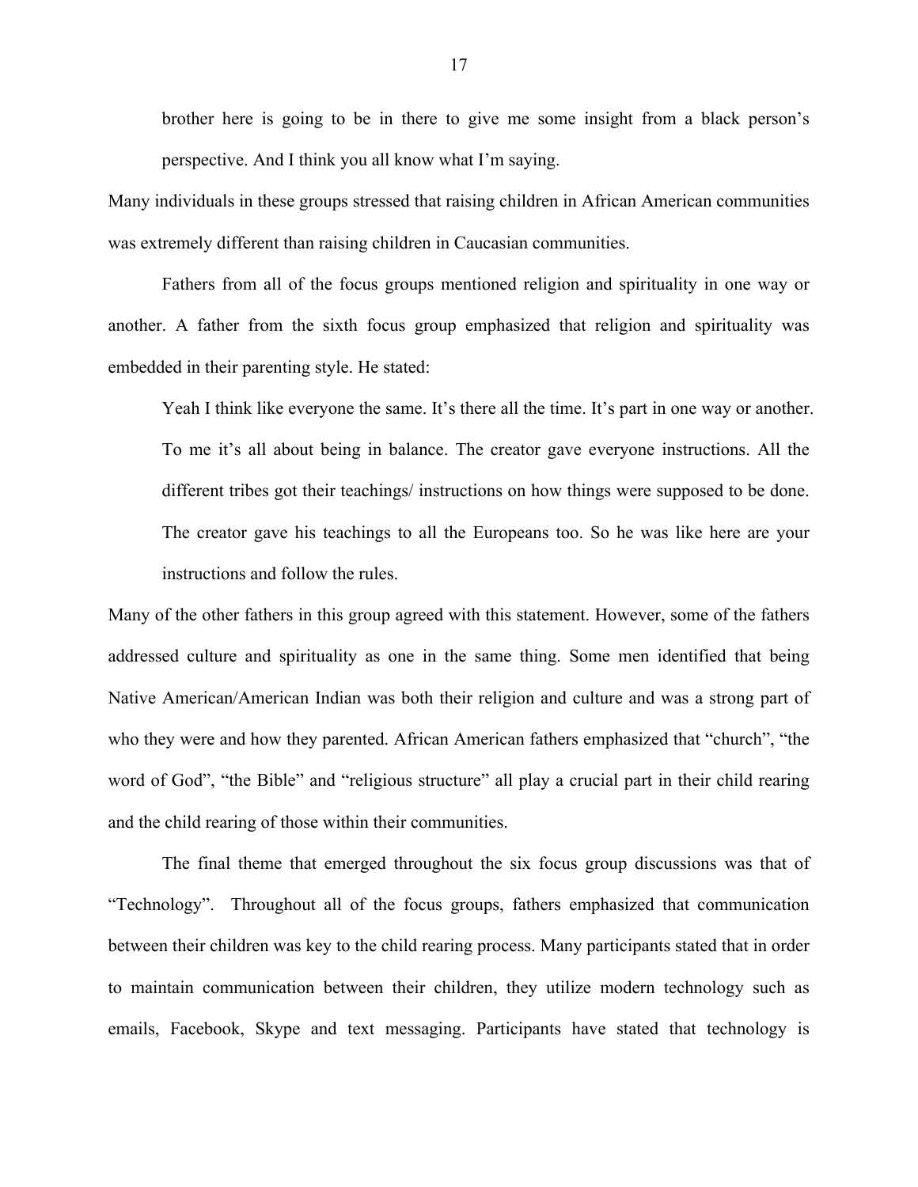> brother here is going to be in there to give me some insight from a black person's perspective. And I think you all know what I'm saying.

Many individuals in these groups stressed that raising children in African American communities was extremely different than raising children in Caucasian communities.

Fathers from all of the focus groups mentioned religion and spirituality in one way or another. A father from the sixth focus group emphasized that religion and spirituality was embedded in their parenting style. He stated:

> Yeah I think like everyone the same. It's there all the time. It's part in one way or another. To me it's all about being in balance. The creator gave everyone instructions. All the different tribes got their teachings/ instructions on how things were supposed to be done. The creator gave his teachings to all the Europeans too. So he was like here are your instructions and follow the rules.

Many of the other fathers in this group agreed with this statement. However, some of the fathers addressed culture and spirituality as one in the same thing. Some men identified that being Native American/American Indian was both their religion and culture and was a strong part of who they were and how they parented. African American fathers emphasized that "church", "the word of God", "the Bible" and "religious structure" all play a crucial part in their child rearing and the child rearing of those within their communities.

The final theme that emerged throughout the six focus group discussions was that of "Technology". Throughout all of the focus groups, fathers emphasized that communication between their children was key to the child rearing process. Many participants stated that in order to maintain communication between their children, they utilize modern technology such as emails, Facebook, Skype and text messaging. Participants have stated that technology is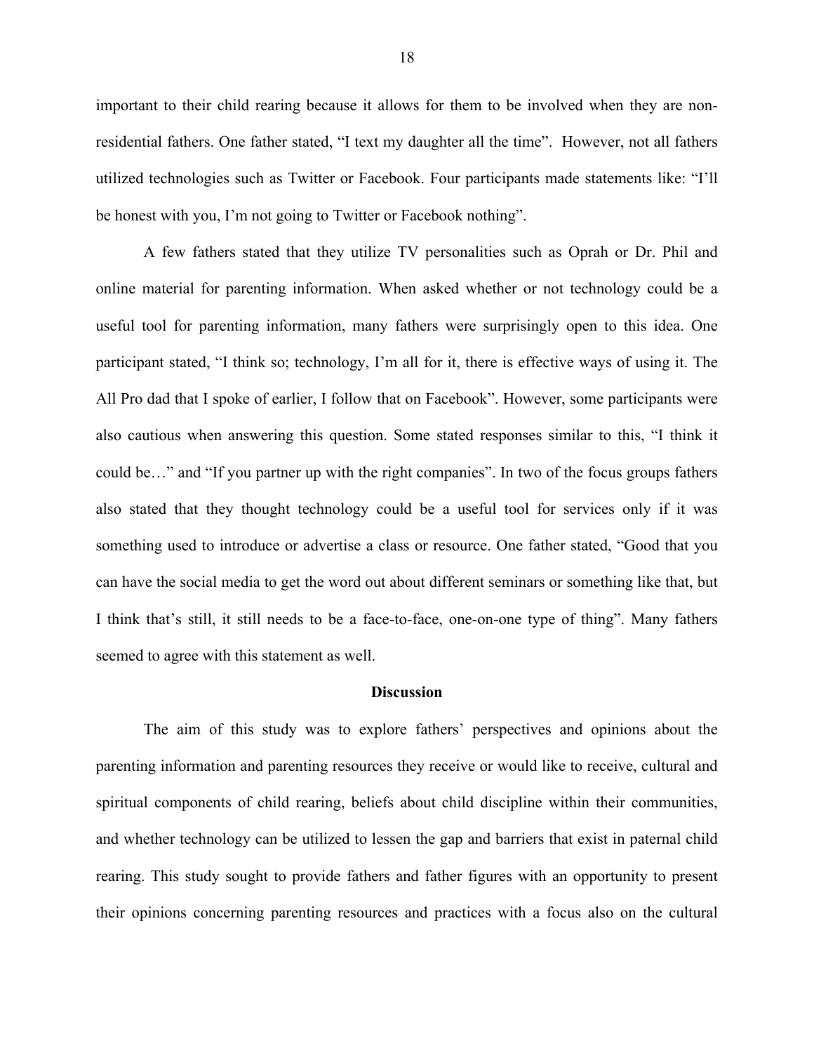important to their child rearing because it allows for them to be involved when they are non-residential fathers. One father stated, "I text my daughter all the time". However, not all fathers utilized technologies such as Twitter or Facebook. Four participants made statements like: "I'll be honest with you, I'm not going to Twitter or Facebook nothing".

A few fathers stated that they utilize TV personalities such as Oprah or Dr. Phil and online material for parenting information. When asked whether or not technology could be a useful tool for parenting information, many fathers were surprisingly open to this idea. One participant stated, "I think so; technology, I'm all for it, there is effective ways of using it. The All Pro dad that I spoke of earlier, I follow that on Facebook". However, some participants were also cautious when answering this question. Some stated responses similar to this, "I think it could be…" and "If you partner up with the right companies". In two of the focus groups fathers also stated that they thought technology could be a useful tool for services only if it was something used to introduce or advertise a class or resource. One father stated, "Good that you can have the social media to get the word out about different seminars or something like that, but I think that's still, it still needs to be a face-to-face, one-on-one type of thing". Many fathers seemed to agree with this statement as well.

## Discussion

The aim of this study was to explore fathers' perspectives and opinions about the parenting information and parenting resources they receive or would like to receive, cultural and spiritual components of child rearing, beliefs about child discipline within their communities, and whether technology can be utilized to lessen the gap and barriers that exist in paternal child rearing. This study sought to provide fathers and father figures with an opportunity to present their opinions concerning parenting resources and practices with a focus also on the cultural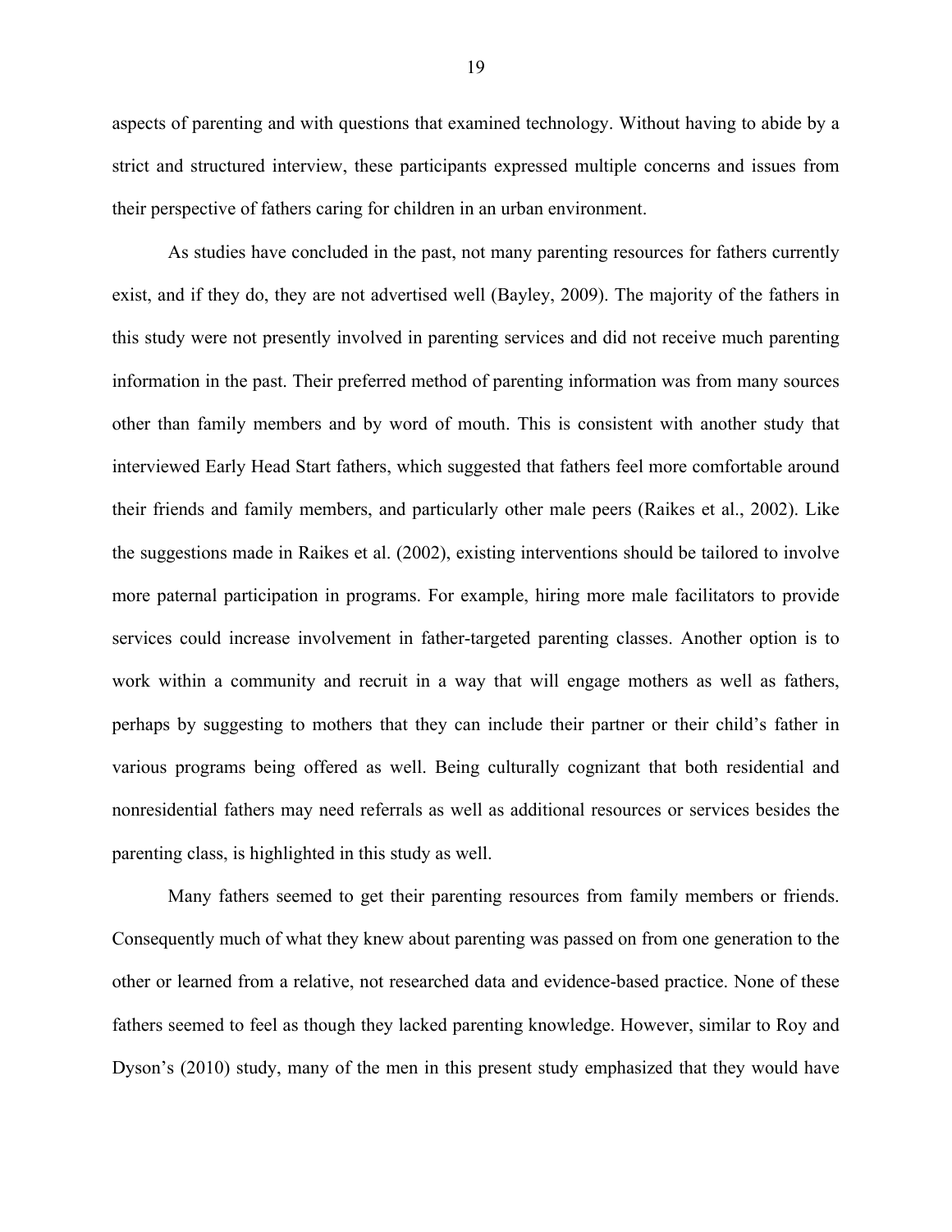aspects of parenting and with questions that examined technology. Without having to abide by a strict and structured interview, these participants expressed multiple concerns and issues from their perspective of fathers caring for children in an urban environment.

As studies have concluded in the past, not many parenting resources for fathers currently exist, and if they do, they are not advertised well (Bayley, 2009). The majority of the fathers in this study were not presently involved in parenting services and did not receive much parenting information in the past. Their preferred method of parenting information was from many sources other than family members and by word of mouth. This is consistent with another study that interviewed Early Head Start fathers, which suggested that fathers feel more comfortable around their friends and family members, and particularly other male peers (Raikes et al., 2002). Like the suggestions made in Raikes et al. (2002), existing interventions should be tailored to involve more paternal participation in programs. For example, hiring more male facilitators to provide services could increase involvement in father-targeted parenting classes. Another option is to work within a community and recruit in a way that will engage mothers as well as fathers, perhaps by suggesting to mothers that they can include their partner or their child's father in various programs being offered as well. Being culturally cognizant that both residential and nonresidential fathers may need referrals as well as additional resources or services besides the parenting class, is highlighted in this study as well.

Many fathers seemed to get their parenting resources from family members or friends. Consequently much of what they knew about parenting was passed on from one generation to the other or learned from a relative, not researched data and evidence-based practice. None of these fathers seemed to feel as though they lacked parenting knowledge. However, similar to Roy and Dyson's (2010) study, many of the men in this present study emphasized that they would have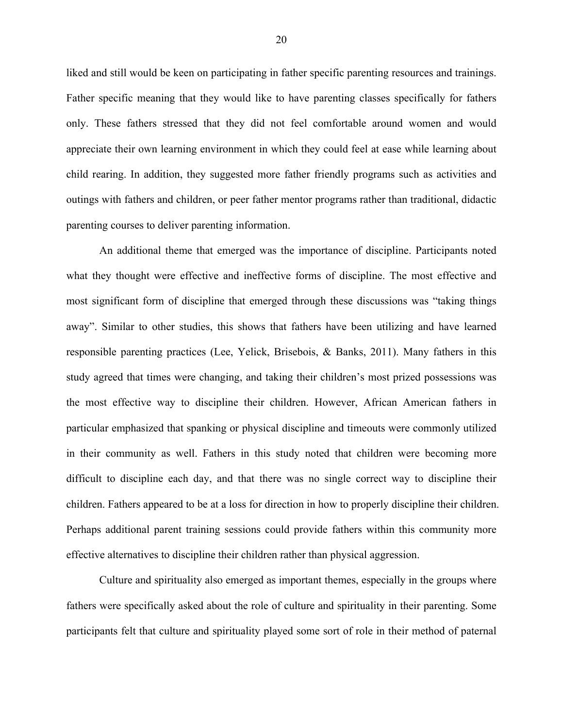liked and still would be keen on participating in father specific parenting resources and trainings. Father specific meaning that they would like to have parenting classes specifically for fathers only. These fathers stressed that they did not feel comfortable around women and would appreciate their own learning environment in which they could feel at ease while learning about child rearing. In addition, they suggested more father friendly programs such as activities and outings with fathers and children, or peer father mentor programs rather than traditional, didactic parenting courses to deliver parenting information.

An additional theme that emerged was the importance of discipline. Participants noted what they thought were effective and ineffective forms of discipline. The most effective and most significant form of discipline that emerged through these discussions was "taking things away". Similar to other studies, this shows that fathers have been utilizing and have learned responsible parenting practices (Lee, Yelick, Brisebois, & Banks, 2011). Many fathers in this study agreed that times were changing, and taking their children's most prized possessions was the most effective way to discipline their children. However, African American fathers in particular emphasized that spanking or physical discipline and timeouts were commonly utilized in their community as well. Fathers in this study noted that children were becoming more difficult to discipline each day, and that there was no single correct way to discipline their children. Fathers appeared to be at a loss for direction in how to properly discipline their children. Perhaps additional parent training sessions could provide fathers within this community more effective alternatives to discipline their children rather than physical aggression.

Culture and spirituality also emerged as important themes, especially in the groups where fathers were specifically asked about the role of culture and spirituality in their parenting. Some participants felt that culture and spirituality played some sort of role in their method of paternal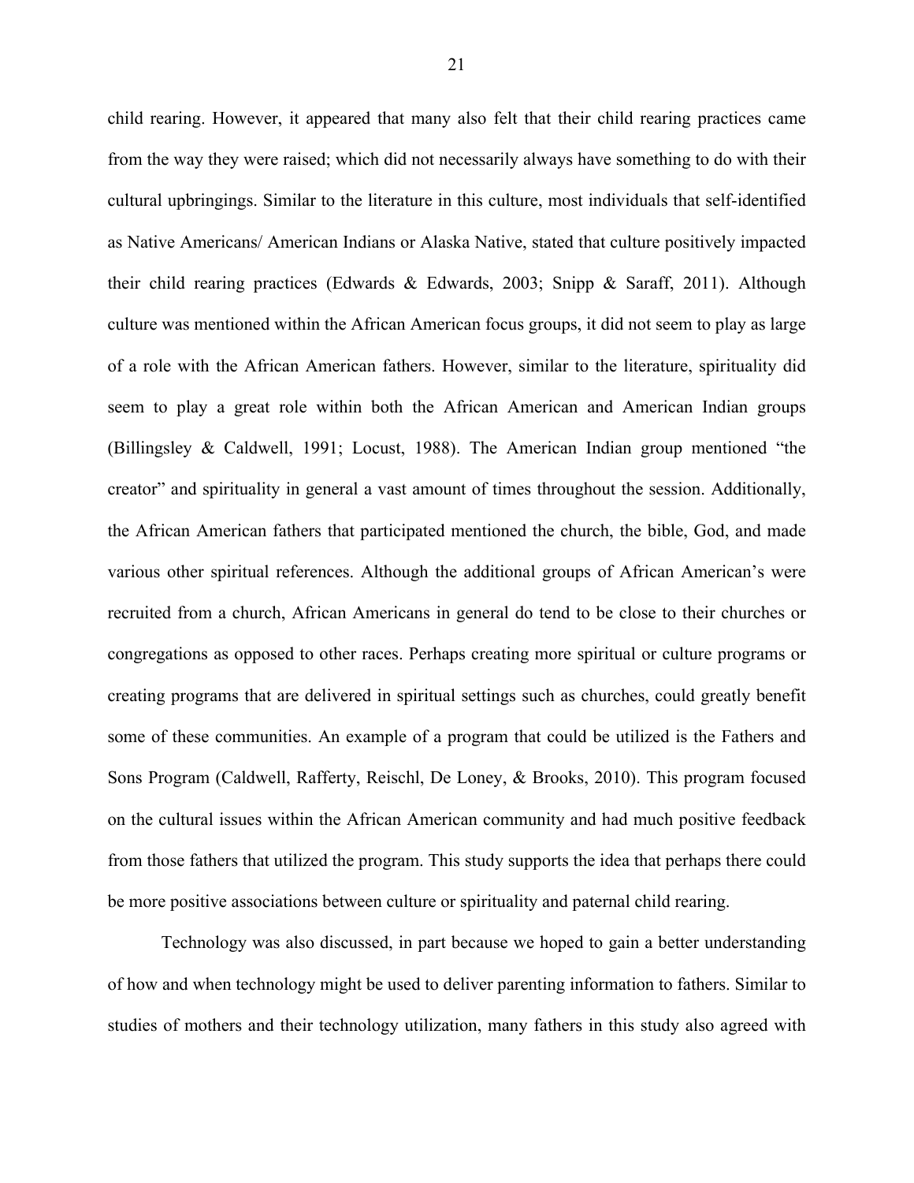child rearing. However, it appeared that many also felt that their child rearing practices came from the way they were raised; which did not necessarily always have something to do with their cultural upbringings. Similar to the literature in this culture, most individuals that self-identified as Native Americans/ American Indians or Alaska Native, stated that culture positively impacted their child rearing practices (Edwards & Edwards, 2003; Snipp & Saraff, 2011). Although culture was mentioned within the African American focus groups, it did not seem to play as large of a role with the African American fathers. However, similar to the literature, spirituality did seem to play a great role within both the African American and American Indian groups (Billingsley & Caldwell, 1991; Locust, 1988). The American Indian group mentioned "the creator" and spirituality in general a vast amount of times throughout the session. Additionally, the African American fathers that participated mentioned the church, the bible, God, and made various other spiritual references. Although the additional groups of African American's were recruited from a church, African Americans in general do tend to be close to their churches or congregations as opposed to other races. Perhaps creating more spiritual or culture programs or creating programs that are delivered in spiritual settings such as churches, could greatly benefit some of these communities. An example of a program that could be utilized is the Fathers and Sons Program (Caldwell, Rafferty, Reischl, De Loney, & Brooks, 2010). This program focused on the cultural issues within the African American community and had much positive feedback from those fathers that utilized the program. This study supports the idea that perhaps there could be more positive associations between culture or spirituality and paternal child rearing.

Technology was also discussed, in part because we hoped to gain a better understanding of how and when technology might be used to deliver parenting information to fathers. Similar to studies of mothers and their technology utilization, many fathers in this study also agreed with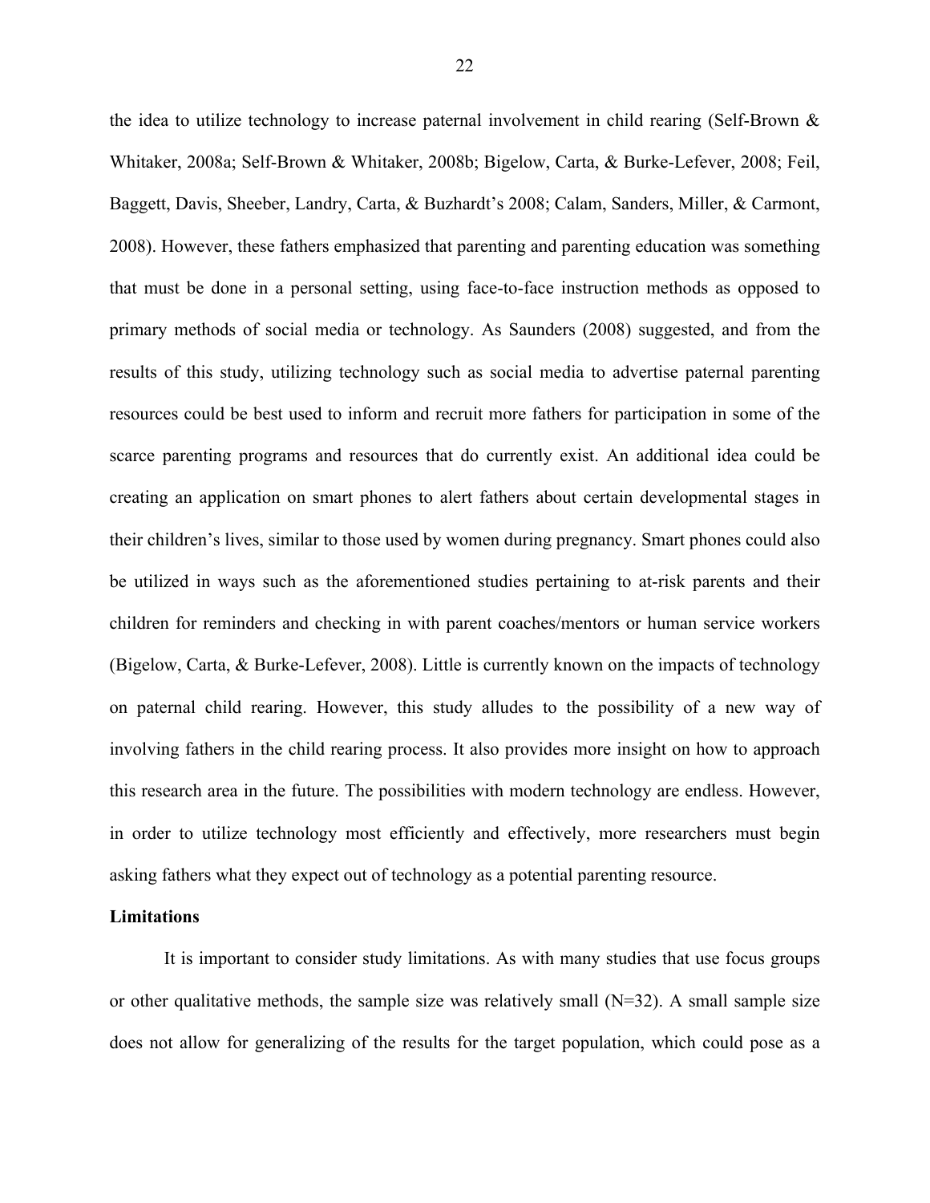the idea to utilize technology to increase paternal involvement in child rearing (Self-Brown & Whitaker, 2008a; Self-Brown & Whitaker, 2008b; Bigelow, Carta, & Burke-Lefever, 2008; Feil, Baggett, Davis, Sheeber, Landry, Carta, & Buzhardt's 2008; Calam, Sanders, Miller, & Carmont, 2008). However, these fathers emphasized that parenting and parenting education was something that must be done in a personal setting, using face-to-face instruction methods as opposed to primary methods of social media or technology. As Saunders (2008) suggested, and from the results of this study, utilizing technology such as social media to advertise paternal parenting resources could be best used to inform and recruit more fathers for participation in some of the scarce parenting programs and resources that do currently exist. An additional idea could be creating an application on smart phones to alert fathers about certain developmental stages in their children's lives, similar to those used by women during pregnancy. Smart phones could also be utilized in ways such as the aforementioned studies pertaining to at-risk parents and their children for reminders and checking in with parent coaches/mentors or human service workers (Bigelow, Carta, & Burke-Lefever, 2008). Little is currently known on the impacts of technology on paternal child rearing. However, this study alludes to the possibility of a new way of involving fathers in the child rearing process. It also provides more insight on how to approach this research area in the future. The possibilities with modern technology are endless. However, in order to utilize technology most efficiently and effectively, more researchers must begin asking fathers what they expect out of technology as a potential parenting resource.

**Limitations**

It is important to consider study limitations. As with many studies that use focus groups or other qualitative methods, the sample size was relatively small (N=32). A small sample size does not allow for generalizing of the results for the target population, which could pose as a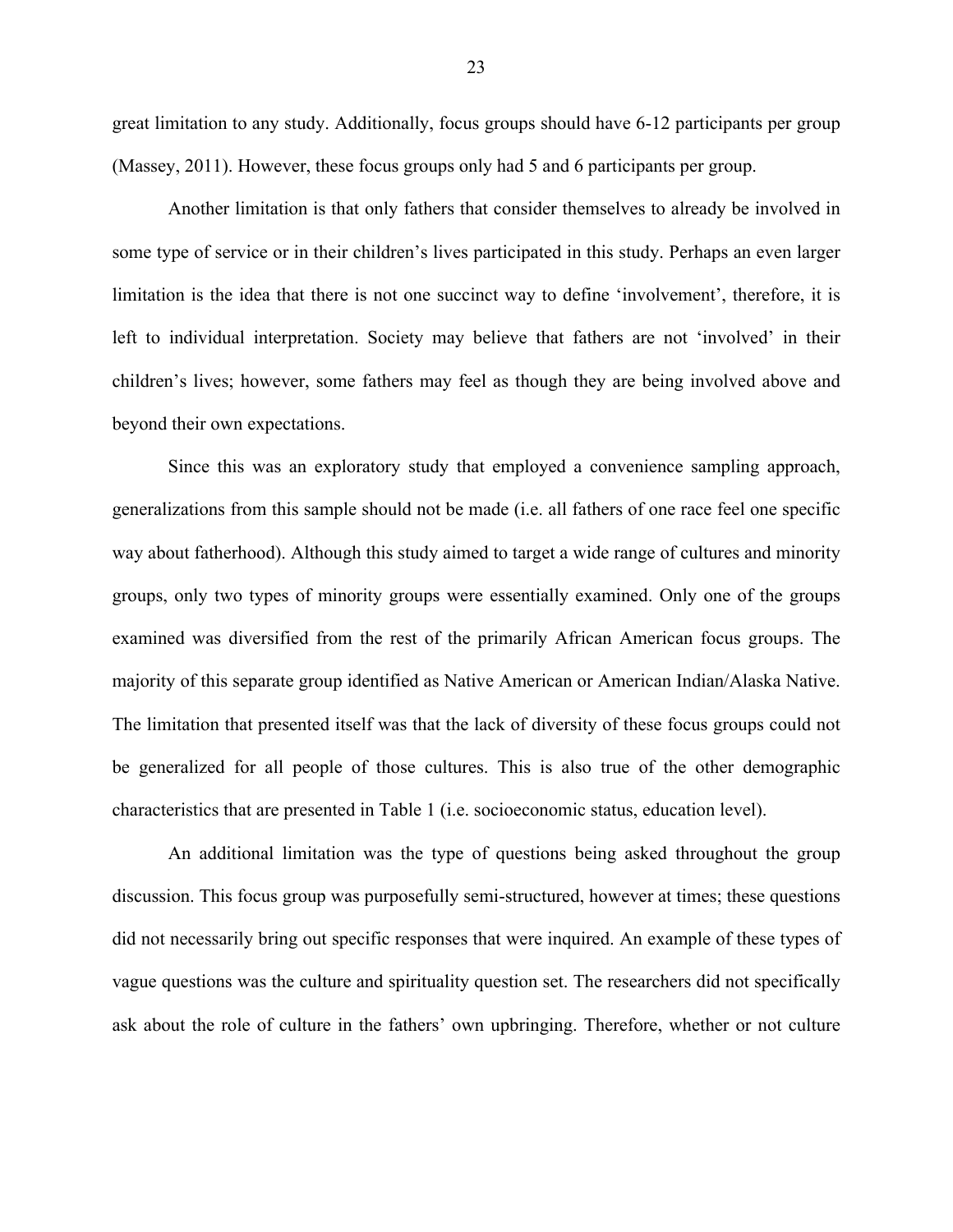great limitation to any study. Additionally, focus groups should have 6-12 participants per group (Massey, 2011). However, these focus groups only had 5 and 6 participants per group.

Another limitation is that only fathers that consider themselves to already be involved in some type of service or in their children's lives participated in this study. Perhaps an even larger limitation is the idea that there is not one succinct way to define 'involvement', therefore, it is left to individual interpretation. Society may believe that fathers are not 'involved' in their children's lives; however, some fathers may feel as though they are being involved above and beyond their own expectations.

Since this was an exploratory study that employed a convenience sampling approach, generalizations from this sample should not be made (i.e. all fathers of one race feel one specific way about fatherhood). Although this study aimed to target a wide range of cultures and minority groups, only two types of minority groups were essentially examined. Only one of the groups examined was diversified from the rest of the primarily African American focus groups. The majority of this separate group identified as Native American or American Indian/Alaska Native. The limitation that presented itself was that the lack of diversity of these focus groups could not be generalized for all people of those cultures. This is also true of the other demographic characteristics that are presented in Table 1 (i.e. socioeconomic status, education level).

An additional limitation was the type of questions being asked throughout the group discussion. This focus group was purposefully semi-structured, however at times; these questions did not necessarily bring out specific responses that were inquired. An example of these types of vague questions was the culture and spirituality question set. The researchers did not specifically ask about the role of culture in the fathers' own upbringing. Therefore, whether or not culture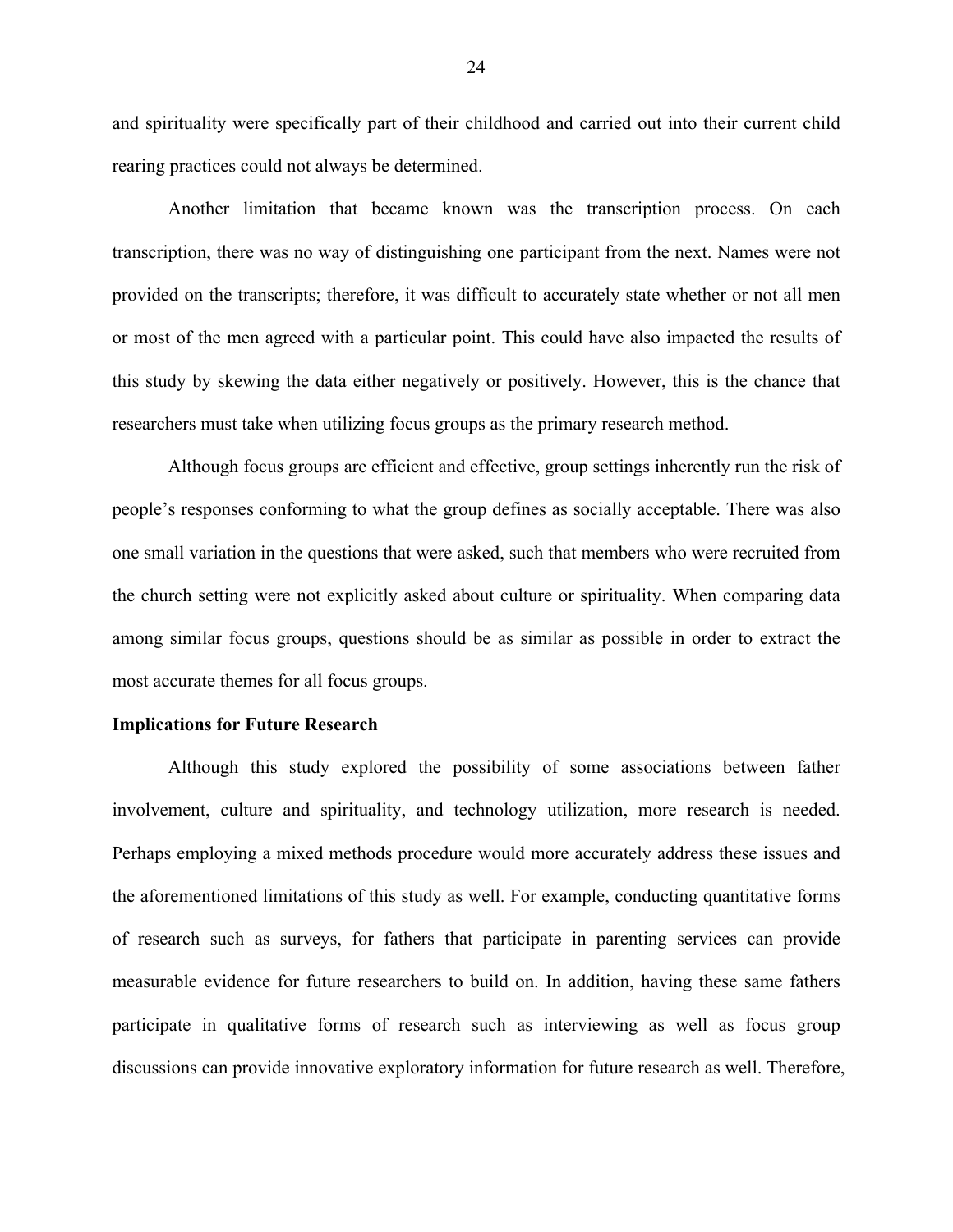and spirituality were specifically part of their childhood and carried out into their current child rearing practices could not always be determined.

Another limitation that became known was the transcription process. On each transcription, there was no way of distinguishing one participant from the next. Names were not provided on the transcripts; therefore, it was difficult to accurately state whether or not all men or most of the men agreed with a particular point. This could have also impacted the results of this study by skewing the data either negatively or positively. However, this is the chance that researchers must take when utilizing focus groups as the primary research method.

Although focus groups are efficient and effective, group settings inherently run the risk of people's responses conforming to what the group defines as socially acceptable. There was also one small variation in the questions that were asked, such that members who were recruited from the church setting were not explicitly asked about culture or spirituality. When comparing data among similar focus groups, questions should be as similar as possible in order to extract the most accurate themes for all focus groups.

**Implications for Future Research**

Although this study explored the possibility of some associations between father involvement, culture and spirituality, and technology utilization, more research is needed. Perhaps employing a mixed methods procedure would more accurately address these issues and the aforementioned limitations of this study as well. For example, conducting quantitative forms of research such as surveys, for fathers that participate in parenting services can provide measurable evidence for future researchers to build on. In addition, having these same fathers participate in qualitative forms of research such as interviewing as well as focus group discussions can provide innovative exploratory information for future research as well. Therefore,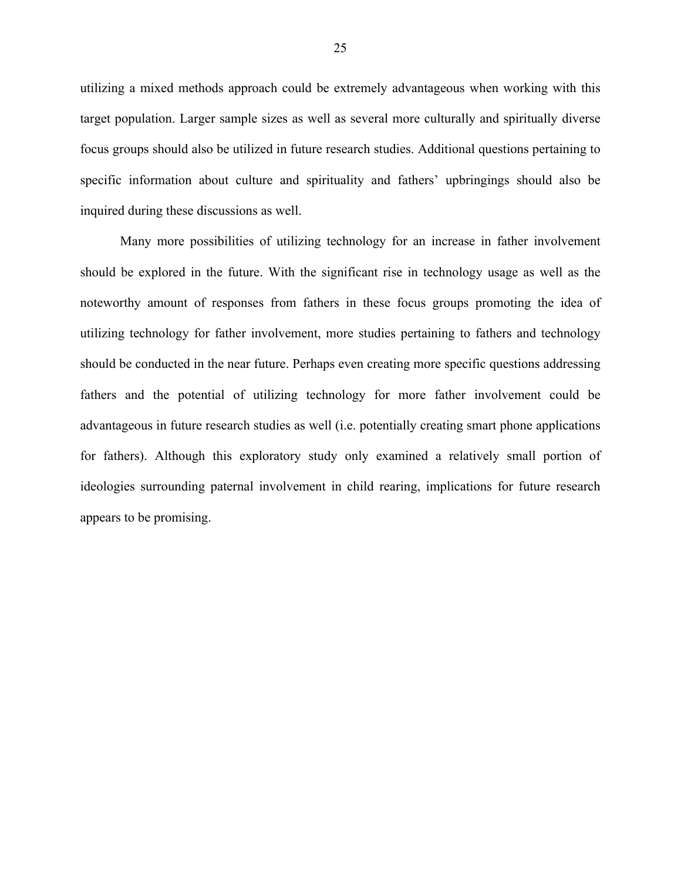utilizing a mixed methods approach could be extremely advantageous when working with this target population. Larger sample sizes as well as several more culturally and spiritually diverse focus groups should also be utilized in future research studies. Additional questions pertaining to specific information about culture and spirituality and fathers' upbringings should also be inquired during these discussions as well.

Many more possibilities of utilizing technology for an increase in father involvement should be explored in the future. With the significant rise in technology usage as well as the noteworthy amount of responses from fathers in these focus groups promoting the idea of utilizing technology for father involvement, more studies pertaining to fathers and technology should be conducted in the near future. Perhaps even creating more specific questions addressing fathers and the potential of utilizing technology for more father involvement could be advantageous in future research studies as well (i.e. potentially creating smart phone applications for fathers). Although this exploratory study only examined a relatively small portion of ideologies surrounding paternal involvement in child rearing, implications for future research appears to be promising.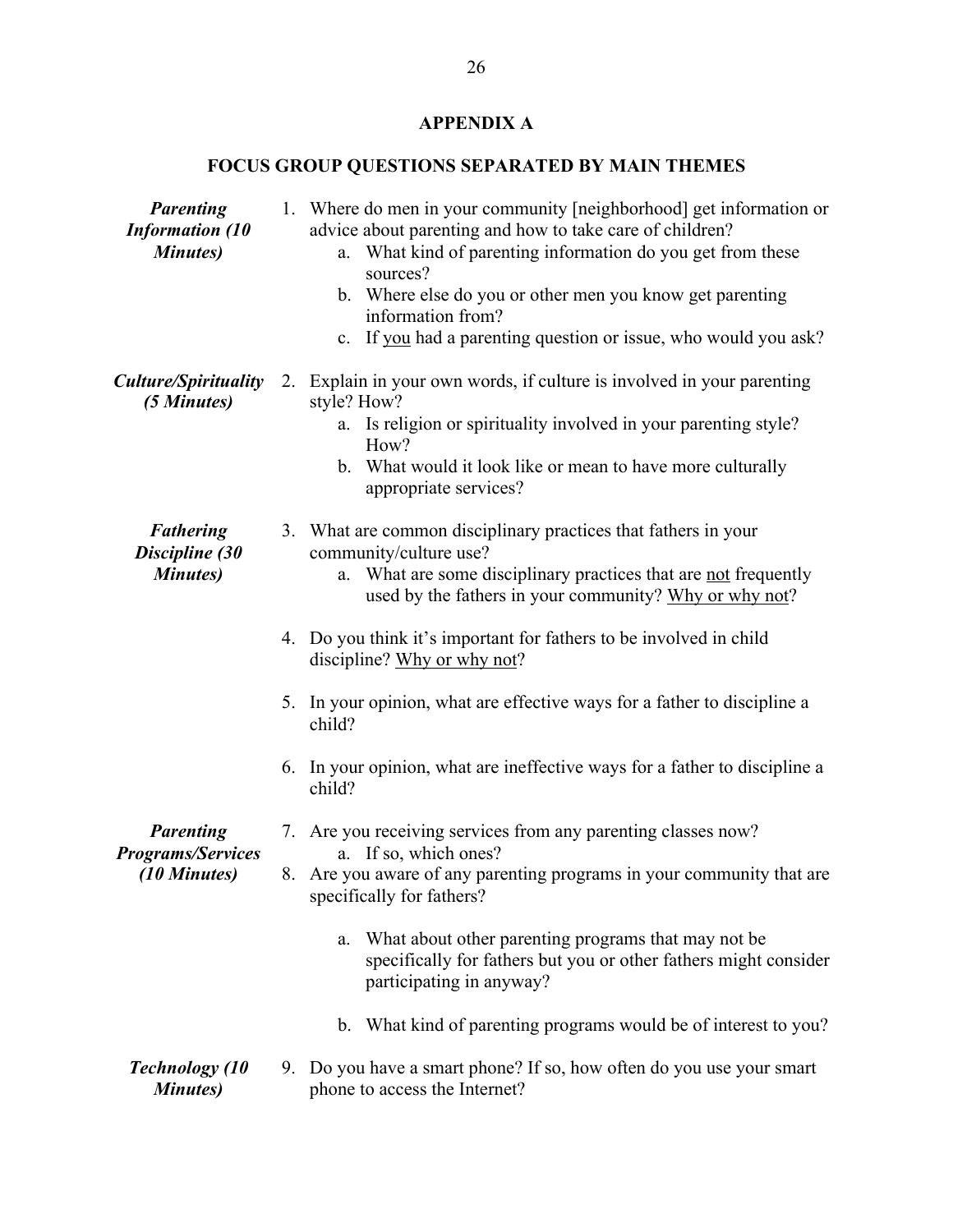# APPENDIX A

## FOCUS GROUP QUESTIONS SEPARATED BY MAIN THEMES

***Parenting Information (10 Minutes)***

1. Where do men in your community [neighborhood] get information or advice about parenting and how to take care of children?
   a. What kind of parenting information do you get from these sources?
   b. Where else do you or other men you know get parenting information from?
   c. If <u>you</u> had a parenting question or issue, who would you ask?

***Culture/Spirituality (5 Minutes)***

2. Explain in your own words, if culture is involved in your parenting style? How?
   a. Is religion or spirituality involved in your parenting style? How?
   b. What would it look like or mean to have more culturally appropriate services?

***Fathering Discipline (30 Minutes)***

3. What are common disciplinary practices that fathers in your community/culture use?
   a. What are some disciplinary practices that are <u>not</u> frequently used by the fathers in your community? <u>Why or why not</u>?

4. Do you think it's important for fathers to be involved in child discipline? <u>Why or why not</u>?

5. In your opinion, what are effective ways for a father to discipline a child?

6. In your opinion, what are ineffective ways for a father to discipline a child?

***Parenting Programs/Services (10 Minutes)***

7. Are you receiving services from any parenting classes now?
   a. If so, which ones?
8. Are you aware of any parenting programs in your community that are specifically for fathers?

   a. What about other parenting programs that may not be specifically for fathers but you or other fathers might consider participating in anyway?

   b. What kind of parenting programs would be of interest to you?

***Technology (10 Minutes)***

9. Do you have a smart phone? If so, how often do you use your smart phone to access the Internet?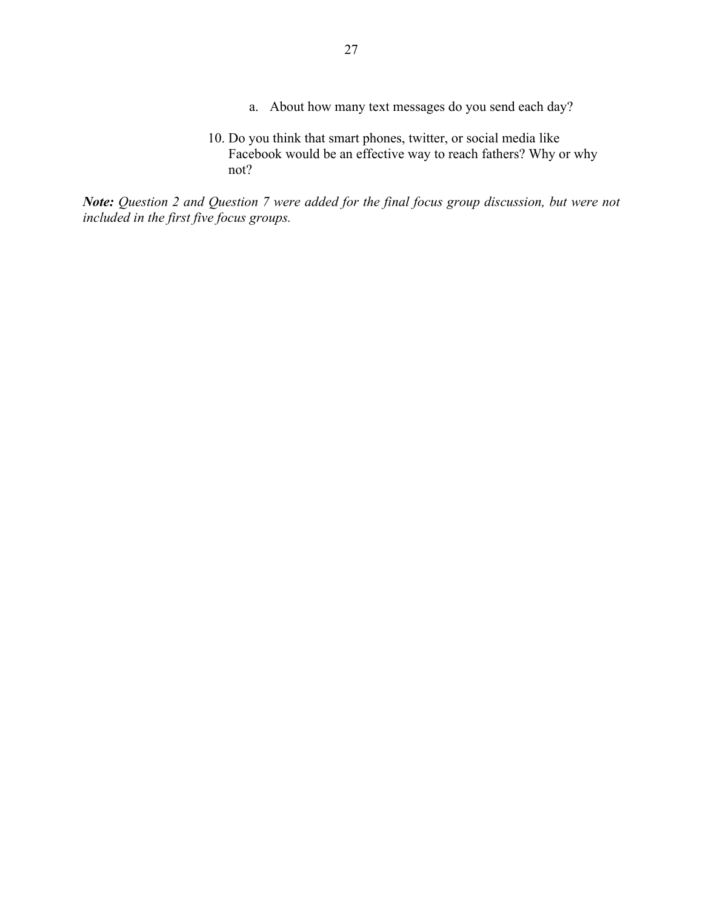a. About how many text messages do you send each day?

10. Do you think that smart phones, twitter, or social media like Facebook would be an effective way to reach fathers? Why or why not?

***Note:*** *Question 2 and Question 7 were added for the final focus group discussion, but were not included in the first five focus groups.*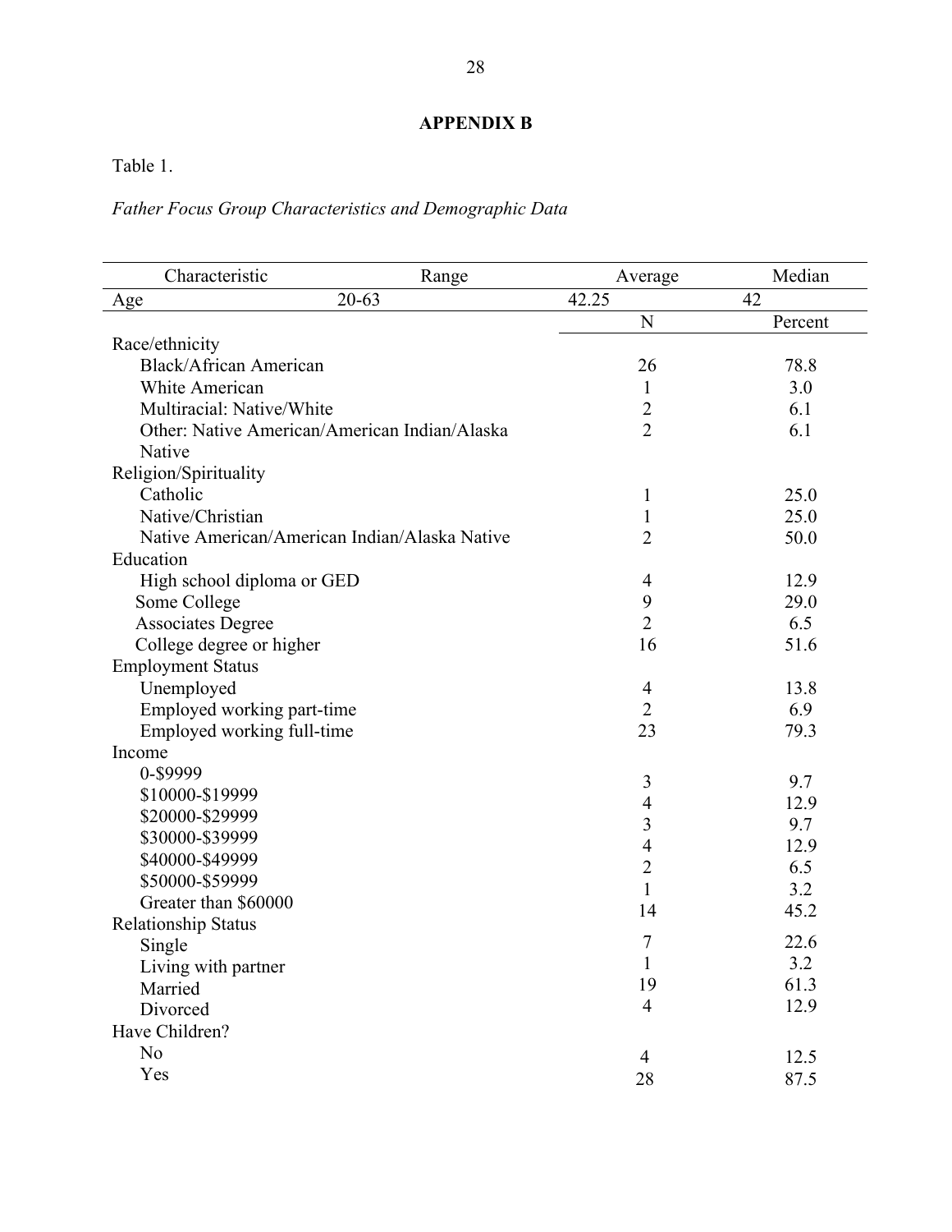**APPENDIX B**

Table 1.

*Father Focus Group Characteristics and Demographic Data*

| Characteristic | Range | Average | Median |
|---|---|---|---|
| Age | 20-63 | 42.25 | 42 |
| | | N | Percent |
| Race/ethnicity | | | |
| Black/African American | | 26 | 78.8 |
| White American | | 1 | 3.0 |
| Multiracial: Native/White | | 2 | 6.1 |
| Other: Native American/American Indian/Alaska Native | | 2 | 6.1 |
| Religion/Spirituality | | | |
| Catholic | | 1 | 25.0 |
| Native/Christian | | 1 | 25.0 |
| Native American/American Indian/Alaska Native | | 2 | 50.0 |
| Education | | | |
| High school diploma or GED | | 4 | 12.9 |
| Some College | | 9 | 29.0 |
| Associates Degree | | 2 | 6.5 |
| College degree or higher | | 16 | 51.6 |
| Employment Status | | | |
| Unemployed | | 4 | 13.8 |
| Employed working part-time | | 2 | 6.9 |
| Employed working full-time | | 23 | 79.3 |
| Income | | | |
| 0-$9999 | | 3 | 9.7 |
| $10000-$19999 | | 4 | 12.9 |
| $20000-$29999 | | 3 | 9.7 |
| $30000-$39999 | | 4 | 12.9 |
| $40000-$49999 | | 2 | 6.5 |
| $50000-$59999 | | 1 | 3.2 |
| Greater than $60000 | | 14 | 45.2 |
| Relationship Status | | | |
| Single | | 7 | 22.6 |
| Living with partner | | 1 | 3.2 |
| Married | | 19 | 61.3 |
| Divorced | | 4 | 12.9 |
| Have Children? | | | |
| No | | 4 | 12.5 |
| Yes | | 28 | 87.5 |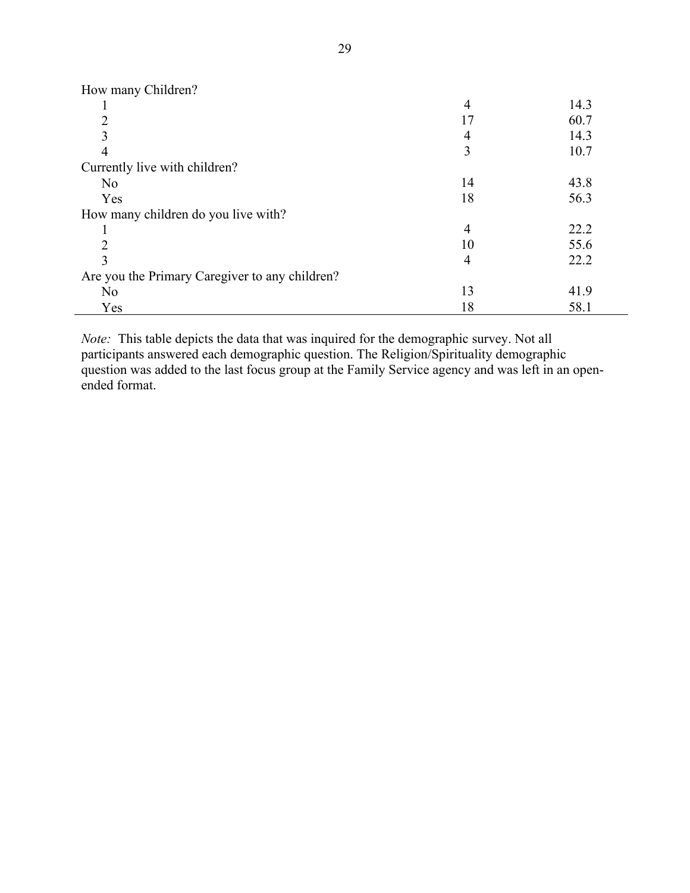| | | |
|---|---|---|
| How many Children? | | |
| 1 | 4 | 14.3 |
| 2 | 17 | 60.7 |
| 3 | 4 | 14.3 |
| 4 | 3 | 10.7 |
| Currently live with children? | | |
| No | 14 | 43.8 |
| Yes | 18 | 56.3 |
| How many children do you live with? | | |
| 1 | 4 | 22.2 |
| 2 | 10 | 55.6 |
| 3 | 4 | 22.2 |
| Are you the Primary Caregiver to any children? | | |
| No | 13 | 41.9 |
| Yes | 18 | 58.1 |

*Note:* This table depicts the data that was inquired for the demographic survey. Not all participants answered each demographic question. The Religion/Spirituality demographic question was added to the last focus group at the Family Service agency and was left in an open-ended format.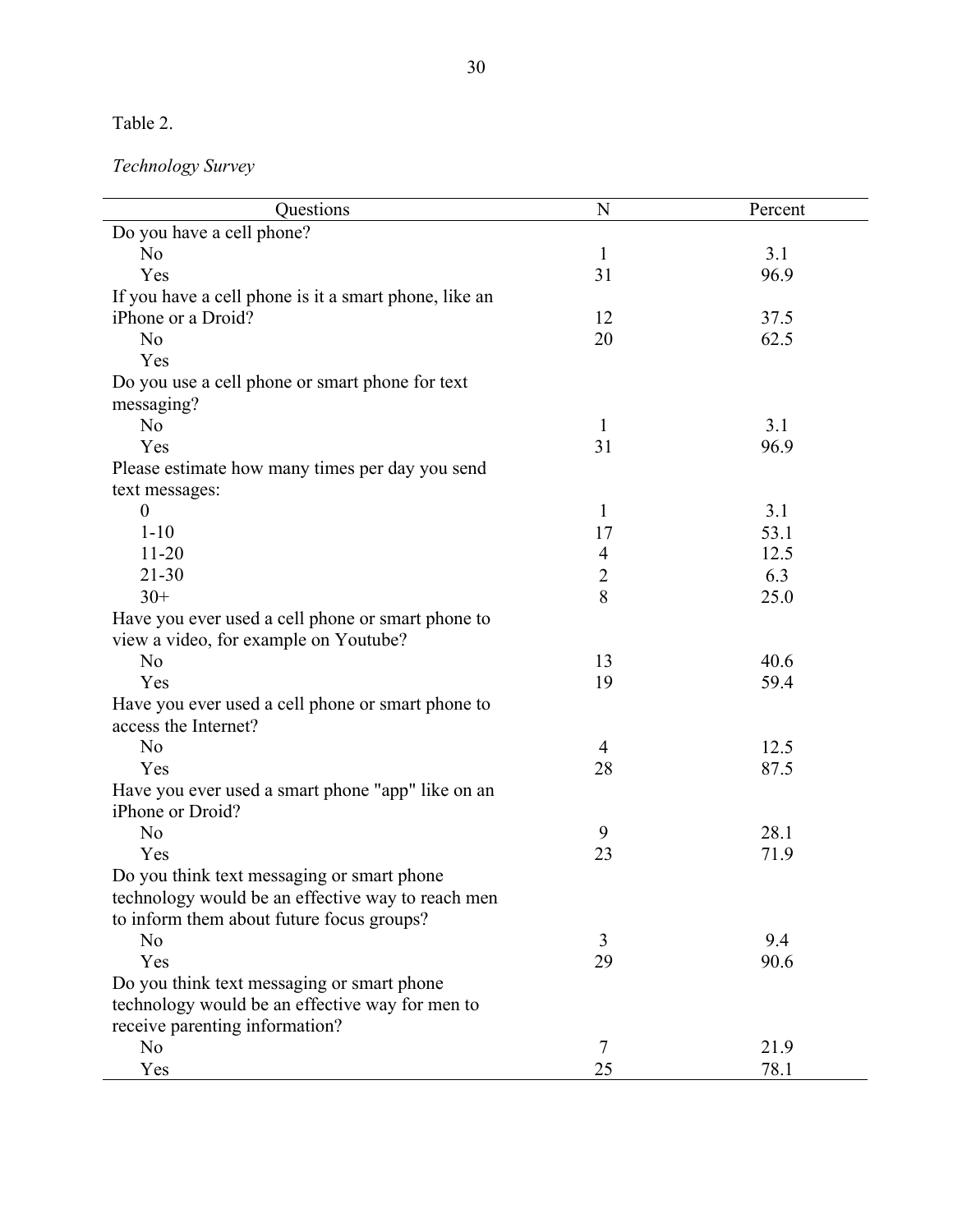Table 2.

*Technology Survey*

| Questions | N | Percent |
|---|---|---|
| Do you have a cell phone? | | |
| No | 1 | 3.1 |
| Yes | 31 | 96.9 |
| If you have a cell phone is it a smart phone, like an iPhone or a Droid? | 12 | 37.5 |
| No | 20 | 62.5 |
| Yes | | |
| Do you use a cell phone or smart phone for text messaging? | | |
| No | 1 | 3.1 |
| Yes | 31 | 96.9 |
| Please estimate how many times per day you send text messages: | | |
| 0 | 1 | 3.1 |
| 1-10 | 17 | 53.1 |
| 11-20 | 4 | 12.5 |
| 21-30 | 2 | 6.3 |
| 30+ | 8 | 25.0 |
| Have you ever used a cell phone or smart phone to view a video, for example on Youtube? | | |
| No | 13 | 40.6 |
| Yes | 19 | 59.4 |
| Have you ever used a cell phone or smart phone to access the Internet? | | |
| No | 4 | 12.5 |
| Yes | 28 | 87.5 |
| Have you ever used a smart phone "app" like on an iPhone or Droid? | | |
| No | 9 | 28.1 |
| Yes | 23 | 71.9 |
| Do you think text messaging or smart phone technology would be an effective way to reach men to inform them about future focus groups? | | |
| No | 3 | 9.4 |
| Yes | 29 | 90.6 |
| Do you think text messaging or smart phone technology would be an effective way for men to receive parenting information? | | |
| No | 7 | 21.9 |
| Yes | 25 | 78.1 |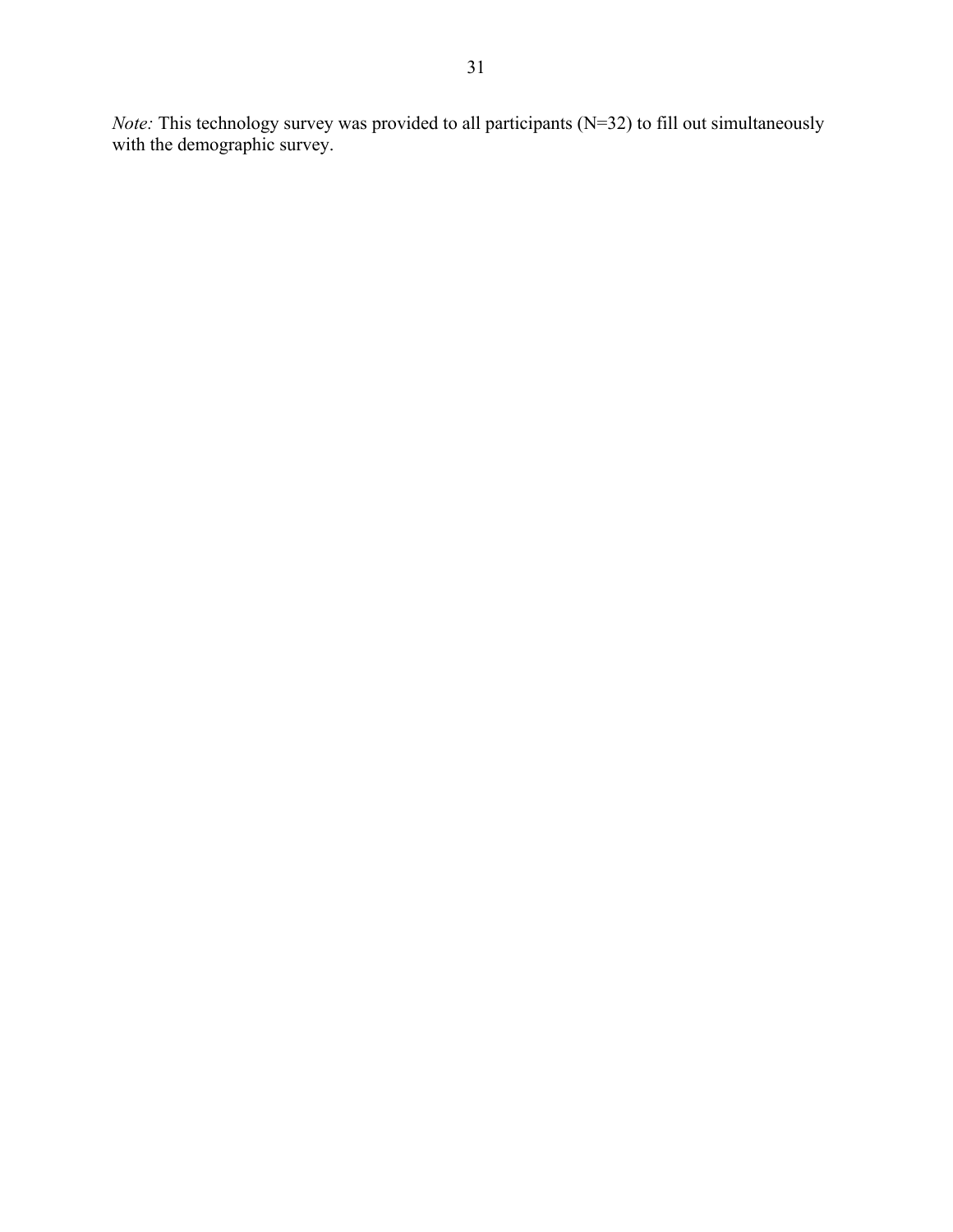*Note:* This technology survey was provided to all participants (N=32) to fill out simultaneously with the demographic survey.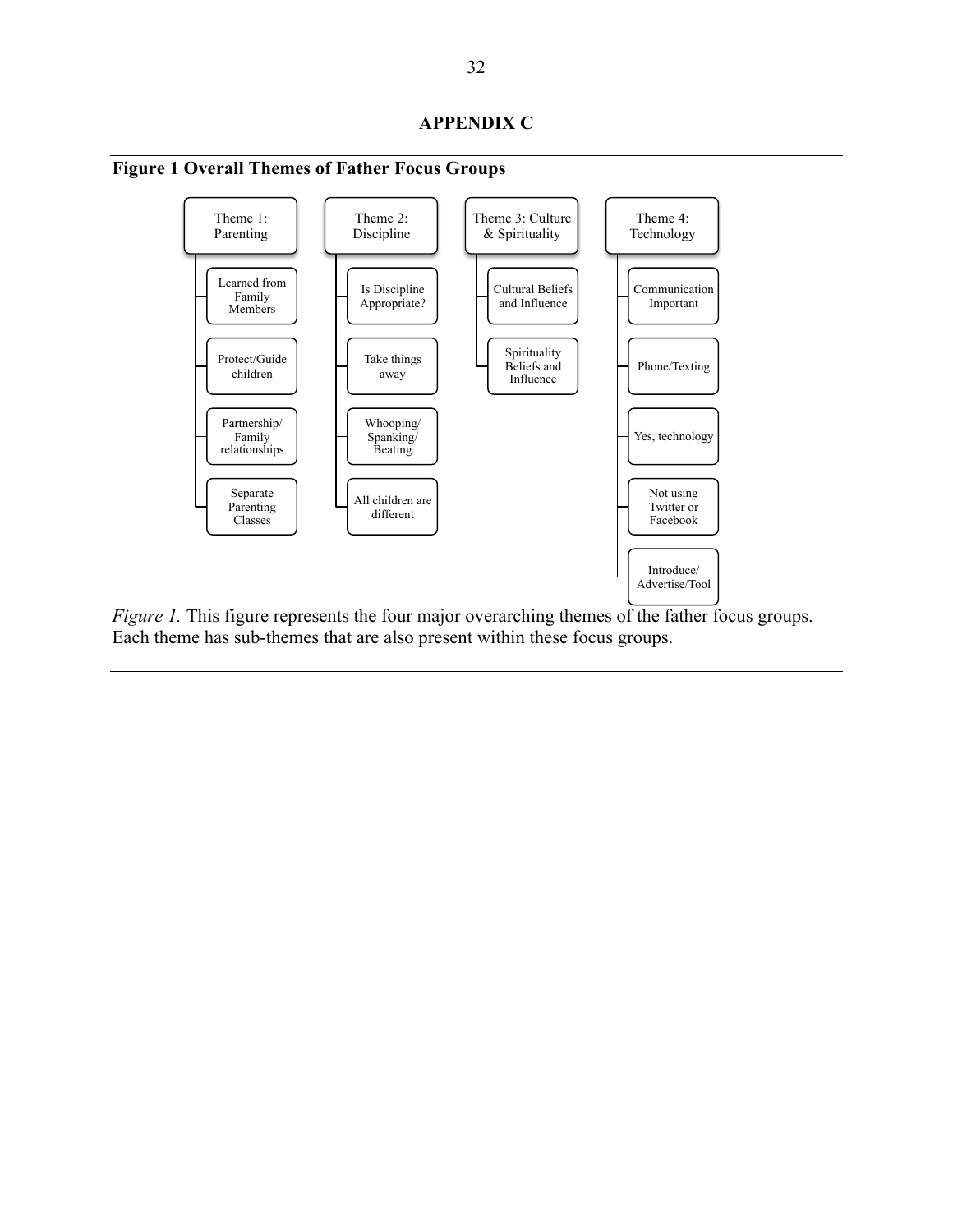## APPENDIX C

**Figure 1 Overall Themes of Father Focus Groups**

- Theme 1: Parenting
  - Learned from Family Members
  - Protect/Guide children
  - Partnership/ Family relationships
  - Separate Parenting Classes
- Theme 2: Discipline
  - Is Discipline Appropriate?
  - Take things away
  - Whooping/ Spanking/ Beating
  - All children are different
- Theme 3: Culture & Spirituality
  - Cultural Beliefs and Influence
  - Spirituality Beliefs and Influence
- Theme 4: Technology
  - Communication Important
  - Phone/Texting
  - Yes, technology
  - Not using Twitter or Facebook
  - Introduce/ Advertise/Tool

*Figure 1.* This figure represents the four major overarching themes of the father focus groups. Each theme has sub-themes that are also present within these focus groups.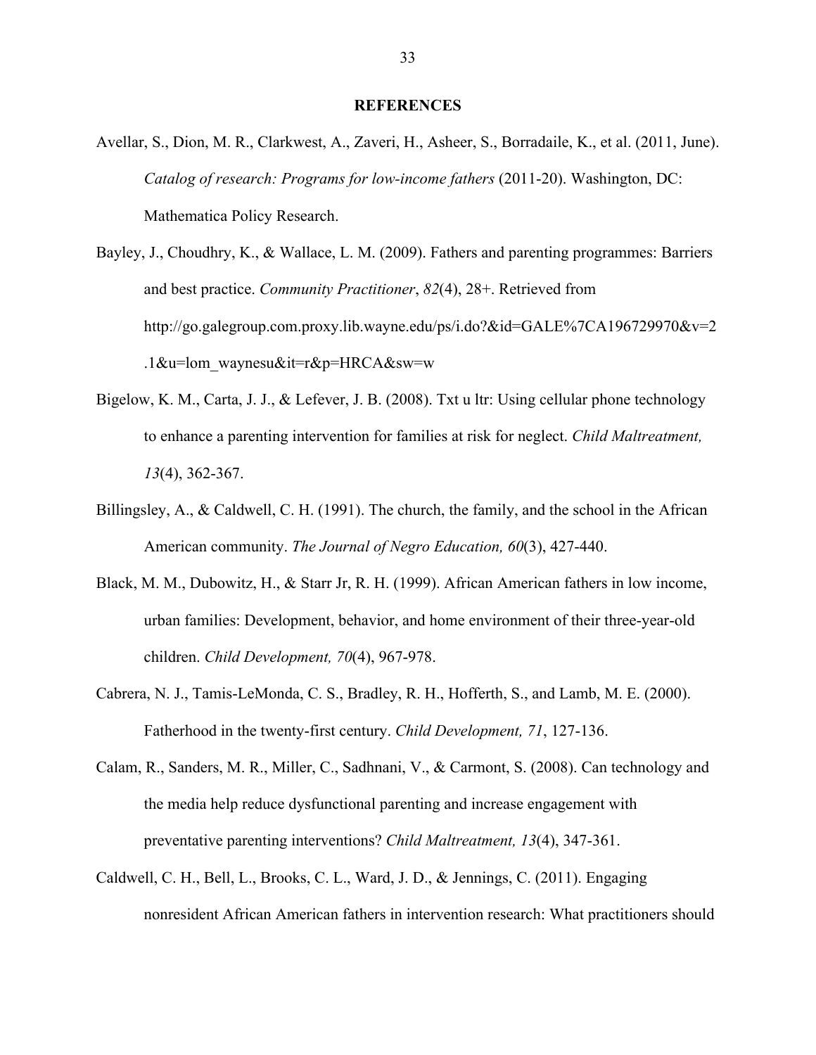# REFERENCES

Avellar, S., Dion, M. R., Clarkwest, A., Zaveri, H., Asheer, S., Borradaile, K., et al. (2011, June). *Catalog of research: Programs for low-income fathers* (2011-20). Washington, DC: Mathematica Policy Research.

Bayley, J., Choudhry, K., & Wallace, L. M. (2009). Fathers and parenting programmes: Barriers and best practice. *Community Practitioner*, *82*(4), 28+. Retrieved from http://go.galegroup.com.proxy.lib.wayne.edu/ps/i.do?&id=GALE%7CA196729970&v=2.1&u=lom_waynesu&it=r&p=HRCA&sw=w

Bigelow, K. M., Carta, J. J., & Lefever, J. B. (2008). Txt u ltr: Using cellular phone technology to enhance a parenting intervention for families at risk for neglect. *Child Maltreatment, 13*(4), 362-367.

Billingsley, A., & Caldwell, C. H. (1991). The church, the family, and the school in the African American community. *The Journal of Negro Education, 60*(3), 427-440.

Black, M. M., Dubowitz, H., & Starr Jr, R. H. (1999). African American fathers in low income, urban families: Development, behavior, and home environment of their three-year-old children. *Child Development, 70*(4), 967-978.

Cabrera, N. J., Tamis-LeMonda, C. S., Bradley, R. H., Hofferth, S., and Lamb, M. E. (2000). Fatherhood in the twenty-first century. *Child Development, 71*, 127-136.

Calam, R., Sanders, M. R., Miller, C., Sadhnani, V., & Carmont, S. (2008). Can technology and the media help reduce dysfunctional parenting and increase engagement with preventative parenting interventions? *Child Maltreatment, 13*(4), 347-361.

Caldwell, C. H., Bell, L., Brooks, C. L., Ward, J. D., & Jennings, C. (2011). Engaging nonresident African American fathers in intervention research: What practitioners should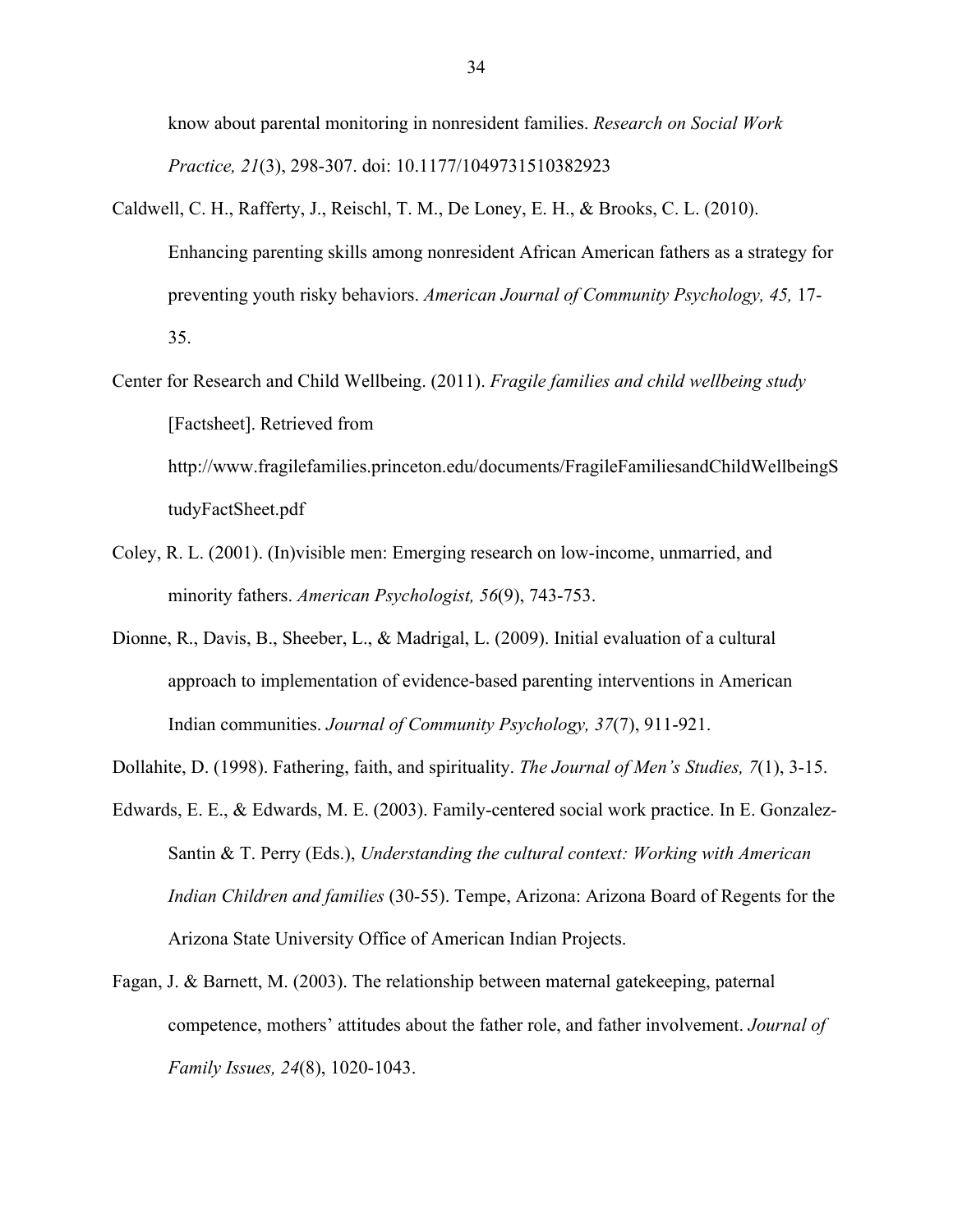know about parental monitoring in nonresident families. *Research on Social Work Practice, 21*(3), 298-307. doi: 10.1177/1049731510382923

Caldwell, C. H., Rafferty, J., Reischl, T. M., De Loney, E. H., & Brooks, C. L. (2010). Enhancing parenting skills among nonresident African American fathers as a strategy for preventing youth risky behaviors. *American Journal of Community Psychology, 45,* 17-35.

Center for Research and Child Wellbeing. (2011). *Fragile families and child wellbeing study* [Factsheet]. Retrieved from http://www.fragilefamilies.princeton.edu/documents/FragileFamiliesandChildWellbeingStudyFactSheet.pdf

Coley, R. L. (2001). (In)visible men: Emerging research on low-income, unmarried, and minority fathers. *American Psychologist, 56*(9), 743-753.

Dionne, R., Davis, B., Sheeber, L., & Madrigal, L. (2009). Initial evaluation of a cultural approach to implementation of evidence-based parenting interventions in American Indian communities. *Journal of Community Psychology, 37*(7), 911-921.

Dollahite, D. (1998). Fathering, faith, and spirituality. *The Journal of Men's Studies, 7*(1), 3-15.

Edwards, E. E., & Edwards, M. E. (2003). Family-centered social work practice. In E. Gonzalez-Santin & T. Perry (Eds.), *Understanding the cultural context: Working with American Indian Children and families* (30-55). Tempe, Arizona: Arizona Board of Regents for the Arizona State University Office of American Indian Projects.

Fagan, J. & Barnett, M. (2003). The relationship between maternal gatekeeping, paternal competence, mothers' attitudes about the father role, and father involvement. *Journal of Family Issues, 24*(8), 1020-1043.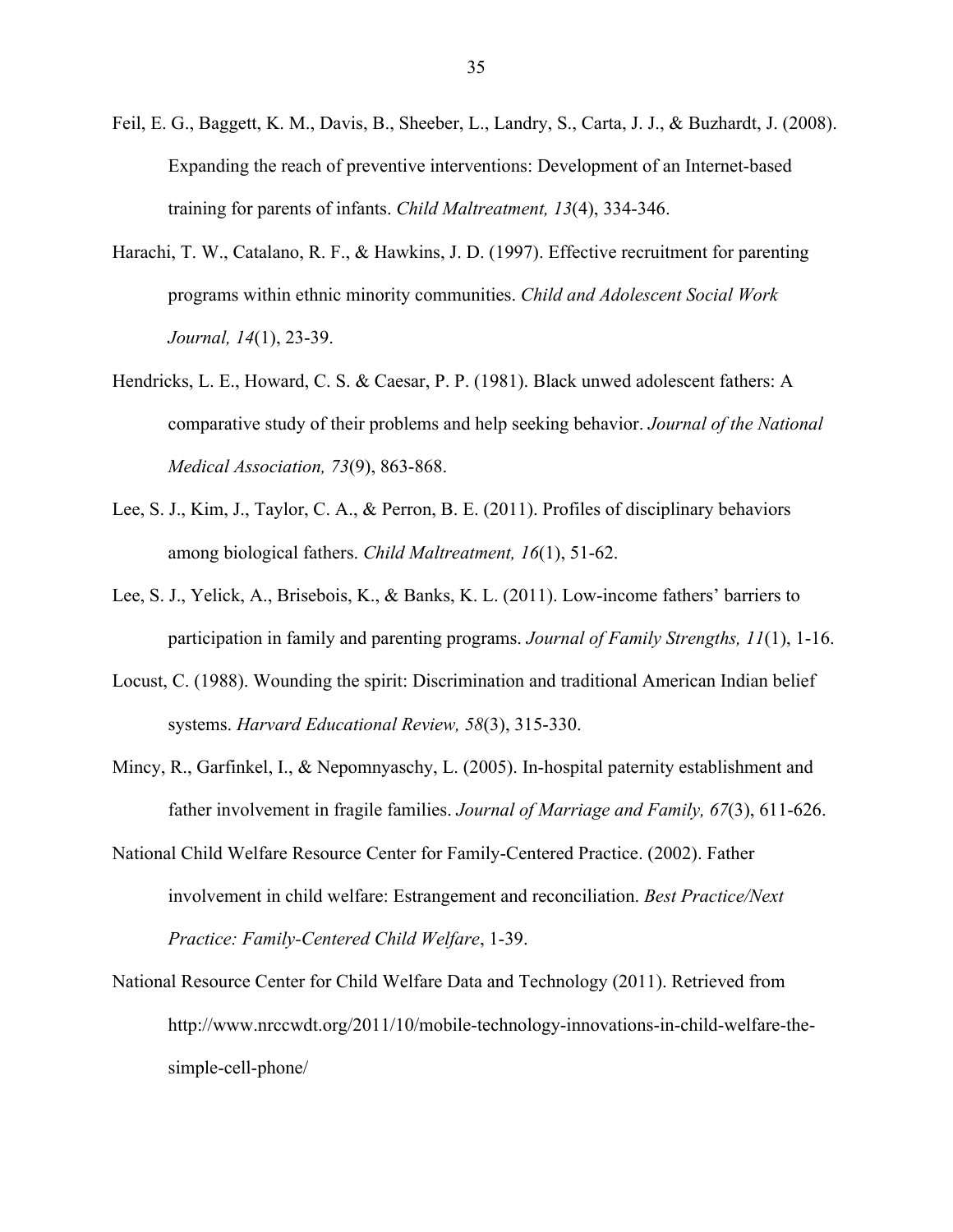Feil, E. G., Baggett, K. M., Davis, B., Sheeber, L., Landry, S., Carta, J. J., & Buzhardt, J. (2008). Expanding the reach of preventive interventions: Development of an Internet-based training for parents of infants. *Child Maltreatment, 13*(4), 334-346.

Harachi, T. W., Catalano, R. F., & Hawkins, J. D. (1997). Effective recruitment for parenting programs within ethnic minority communities. *Child and Adolescent Social Work Journal, 14*(1), 23-39.

Hendricks, L. E., Howard, C. S. & Caesar, P. P. (1981). Black unwed adolescent fathers: A comparative study of their problems and help seeking behavior. *Journal of the National Medical Association, 73*(9), 863-868.

Lee, S. J., Kim, J., Taylor, C. A., & Perron, B. E. (2011). Profiles of disciplinary behaviors among biological fathers. *Child Maltreatment, 16*(1), 51-62.

Lee, S. J., Yelick, A., Brisebois, K., & Banks, K. L. (2011). Low-income fathers' barriers to participation in family and parenting programs. *Journal of Family Strengths, 11*(1), 1-16.

Locust, C. (1988). Wounding the spirit: Discrimination and traditional American Indian belief systems. *Harvard Educational Review, 58*(3), 315-330.

Mincy, R., Garfinkel, I., & Nepomnyaschy, L. (2005). In-hospital paternity establishment and father involvement in fragile families. *Journal of Marriage and Family, 67*(3), 611-626.

National Child Welfare Resource Center for Family-Centered Practice. (2002). Father involvement in child welfare: Estrangement and reconciliation. *Best Practice/Next Practice: Family-Centered Child Welfare*, 1-39.

National Resource Center for Child Welfare Data and Technology (2011). Retrieved from http://www.nrccwdt.org/2011/10/mobile-technology-innovations-in-child-welfare-the-simple-cell-phone/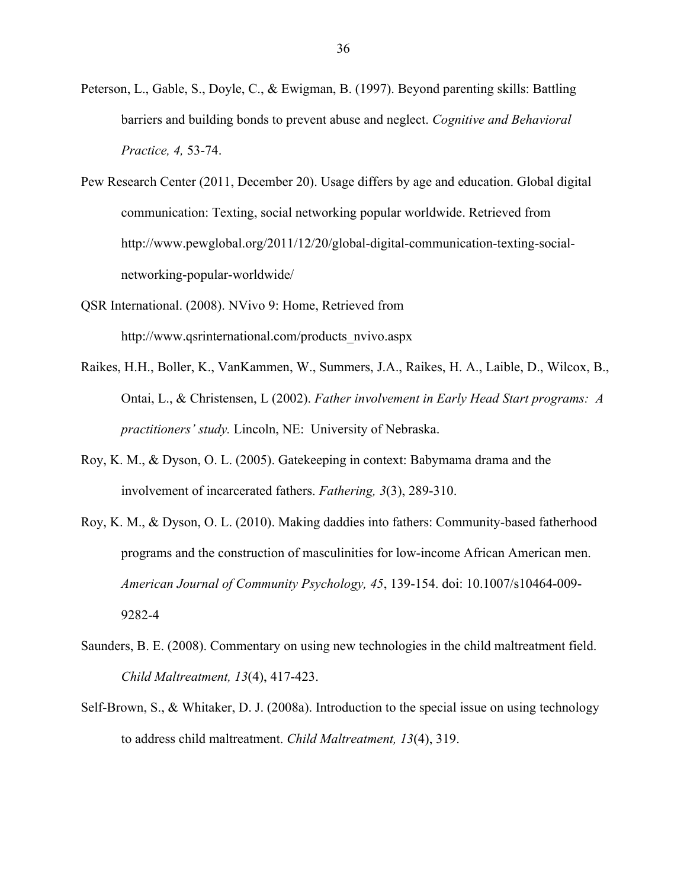Peterson, L., Gable, S., Doyle, C., & Ewigman, B. (1997). Beyond parenting skills: Battling barriers and building bonds to prevent abuse and neglect. *Cognitive and Behavioral Practice, 4,* 53-74.

Pew Research Center (2011, December 20). Usage differs by age and education. Global digital communication: Texting, social networking popular worldwide. Retrieved from http://www.pewglobal.org/2011/12/20/global-digital-communication-texting-social-networking-popular-worldwide/

QSR International. (2008). NVivo 9: Home, Retrieved from http://www.qsrinternational.com/products_nvivo.aspx

Raikes, H.H., Boller, K., VanKammen, W., Summers, J.A., Raikes, H. A., Laible, D., Wilcox, B., Ontai, L., & Christensen, L (2002). *Father involvement in Early Head Start programs: A practitioners' study.* Lincoln, NE: University of Nebraska.

Roy, K. M., & Dyson, O. L. (2005). Gatekeeping in context: Babymama drama and the involvement of incarcerated fathers. *Fathering, 3*(3), 289-310.

Roy, K. M., & Dyson, O. L. (2010). Making daddies into fathers: Community-based fatherhood programs and the construction of masculinities for low-income African American men. *American Journal of Community Psychology, 45*, 139-154. doi: 10.1007/s10464-009-9282-4

Saunders, B. E. (2008). Commentary on using new technologies in the child maltreatment field. *Child Maltreatment, 13*(4), 417-423.

Self-Brown, S., & Whitaker, D. J. (2008a). Introduction to the special issue on using technology to address child maltreatment. *Child Maltreatment, 13*(4), 319.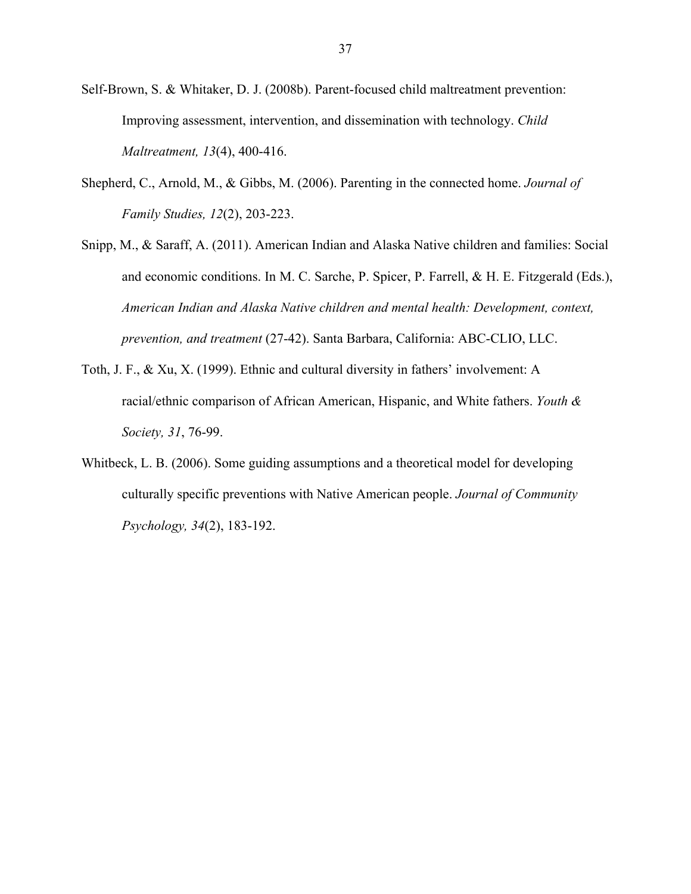Self-Brown, S. & Whitaker, D. J. (2008b). Parent-focused child maltreatment prevention: Improving assessment, intervention, and dissemination with technology. *Child Maltreatment, 13*(4), 400-416.

Shepherd, C., Arnold, M., & Gibbs, M. (2006). Parenting in the connected home. *Journal of Family Studies, 12*(2), 203-223.

Snipp, M., & Saraff, A. (2011). American Indian and Alaska Native children and families: Social and economic conditions. In M. C. Sarche, P. Spicer, P. Farrell, & H. E. Fitzgerald (Eds.), *American Indian and Alaska Native children and mental health: Development, context, prevention, and treatment* (27-42). Santa Barbara, California: ABC-CLIO, LLC.

Toth, J. F., & Xu, X. (1999). Ethnic and cultural diversity in fathers' involvement: A racial/ethnic comparison of African American, Hispanic, and White fathers. *Youth & Society, 31*, 76-99.

Whitbeck, L. B. (2006). Some guiding assumptions and a theoretical model for developing culturally specific preventions with Native American people. *Journal of Community Psychology, 34*(2), 183-192.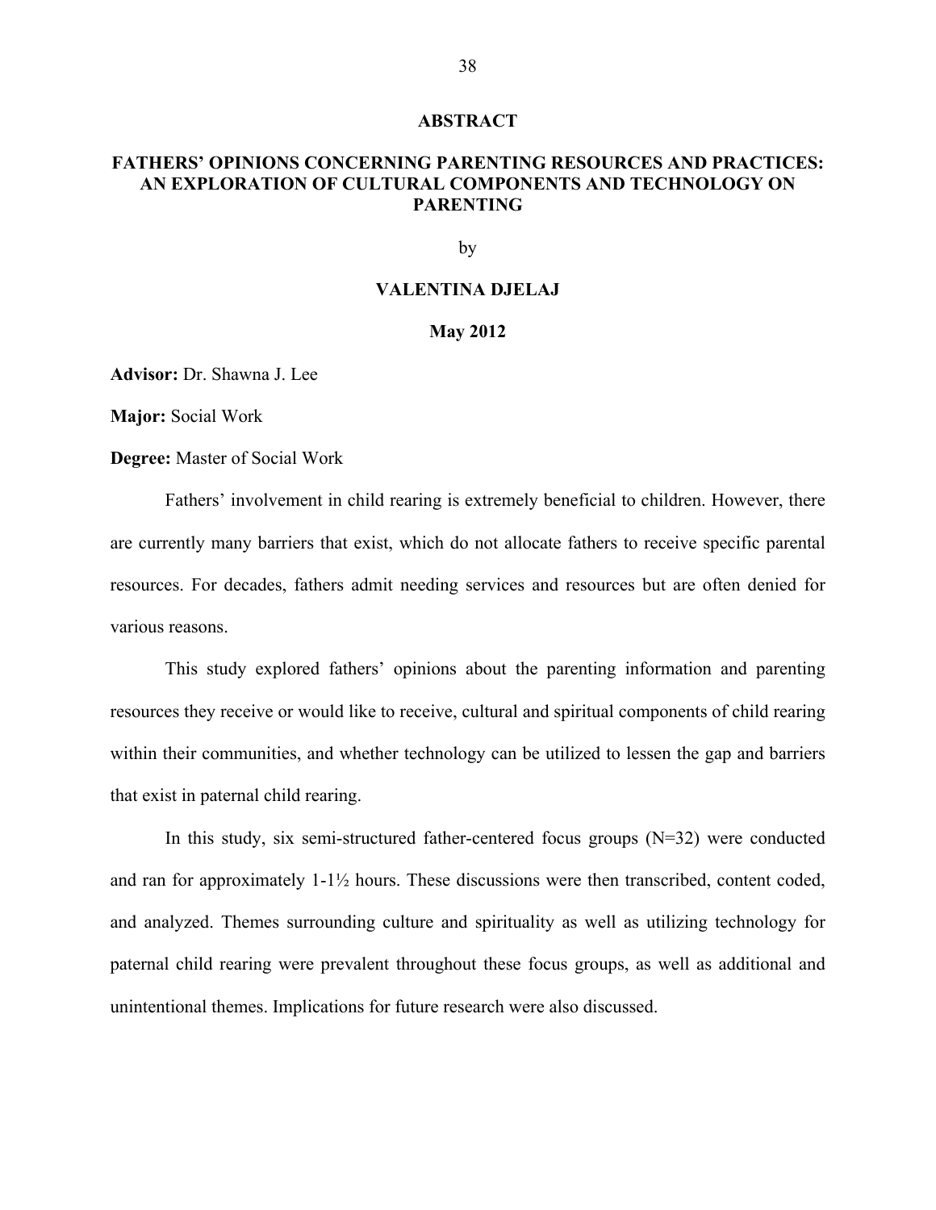## ABSTRACT

## FATHERS' OPINIONS CONCERNING PARENTING RESOURCES AND PRACTICES: AN EXPLORATION OF CULTURAL COMPONENTS AND TECHNOLOGY ON PARENTING

by

**VALENTINA DJELAJ**

**May 2012**

**Advisor:** Dr. Shawna J. Lee

**Major:** Social Work

**Degree:** Master of Social Work

Fathers' involvement in child rearing is extremely beneficial to children. However, there are currently many barriers that exist, which do not allocate fathers to receive specific parental resources. For decades, fathers admit needing services and resources but are often denied for various reasons.

This study explored fathers' opinions about the parenting information and parenting resources they receive or would like to receive, cultural and spiritual components of child rearing within their communities, and whether technology can be utilized to lessen the gap and barriers that exist in paternal child rearing.

In this study, six semi-structured father-centered focus groups (N=32) were conducted and ran for approximately 1-1½ hours. These discussions were then transcribed, content coded, and analyzed. Themes surrounding culture and spirituality as well as utilizing technology for paternal child rearing were prevalent throughout these focus groups, as well as additional and unintentional themes. Implications for future research were also discussed.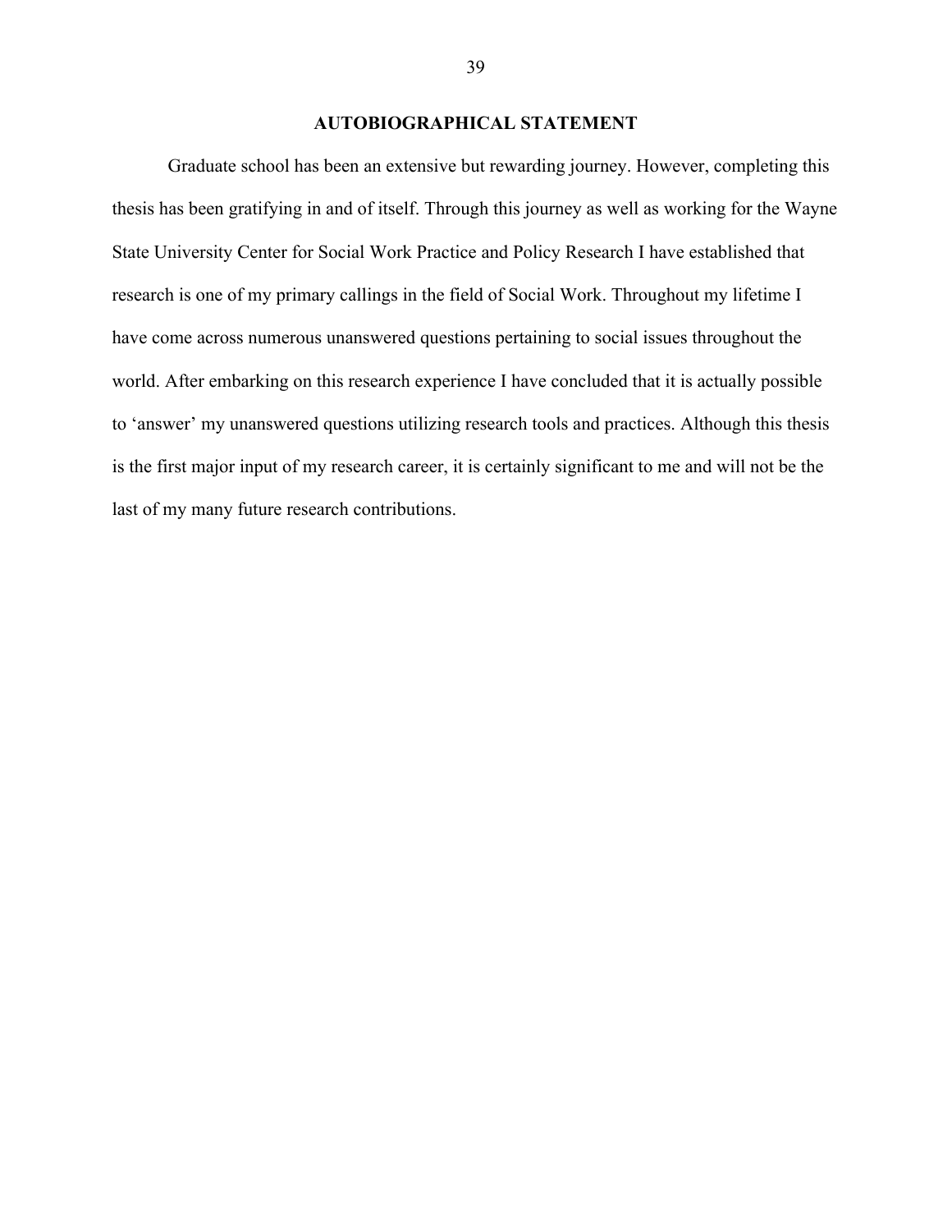## AUTOBIOGRAPHICAL STATEMENT

Graduate school has been an extensive but rewarding journey. However, completing this thesis has been gratifying in and of itself. Through this journey as well as working for the Wayne State University Center for Social Work Practice and Policy Research I have established that research is one of my primary callings in the field of Social Work. Throughout my lifetime I have come across numerous unanswered questions pertaining to social issues throughout the world. After embarking on this research experience I have concluded that it is actually possible to 'answer' my unanswered questions utilizing research tools and practices. Although this thesis is the first major input of my research career, it is certainly significant to me and will not be the last of my many future research contributions.